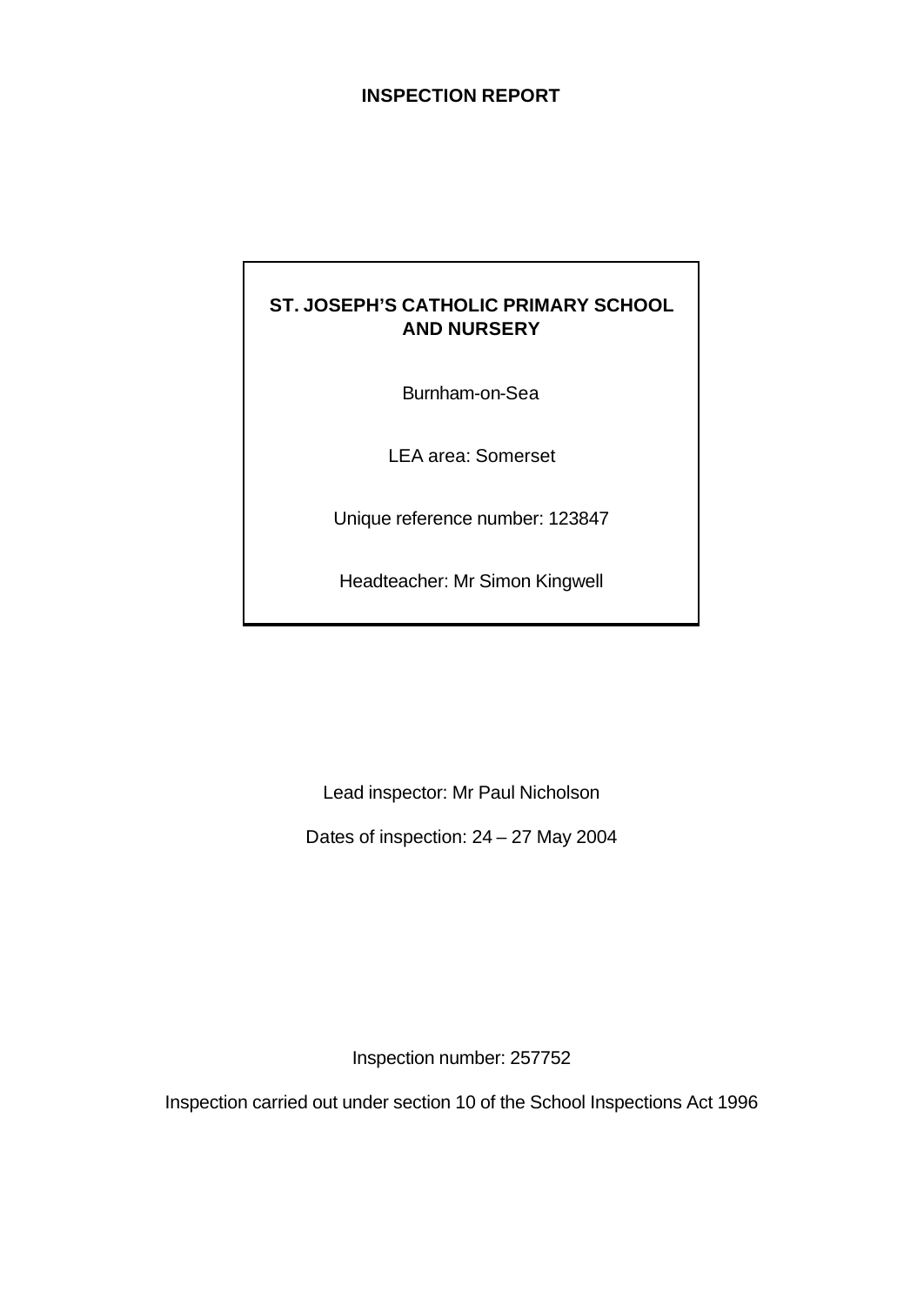# INSPECTION REPORT

## ST. JOSEPH'S CATHOLIC PRIMARY SCHOOL AND NURSERY

Burnham-on-Sea

LEA area: Somerset

Unique reference number: 123847

Headteacher: Mr Simon Kingwell

Lead inspector: Mr Paul Nicholson

Dates of inspection: 24 – 27 May 2004

Inspection number: 257752

Inspection carried out under section 10 of the School Inspections Act 1996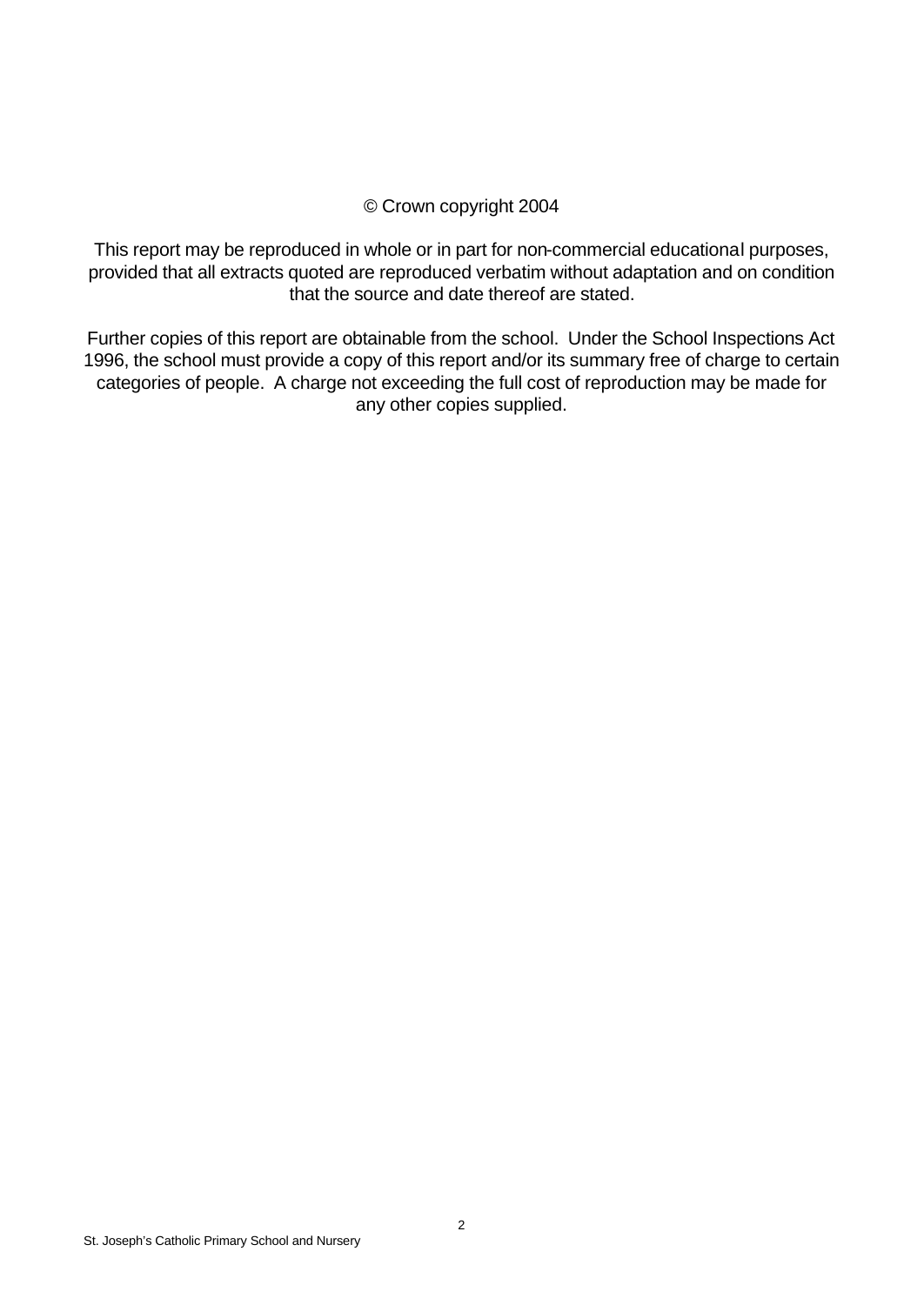© Crown copyright 2004

This report may be reproduced in whole or in part for non-commercial educational purposes, provided that all extracts quoted are reproduced verbatim without adaptation and on condition that the source and date thereof are stated.

Further copies of this report are obtainable from the school. Under the School Inspections Act 1996, the school must provide a copy of this report and/or its summary free of charge to certain categories of people. A charge not exceeding the full cost of reproduction may be made for any other copies supplied.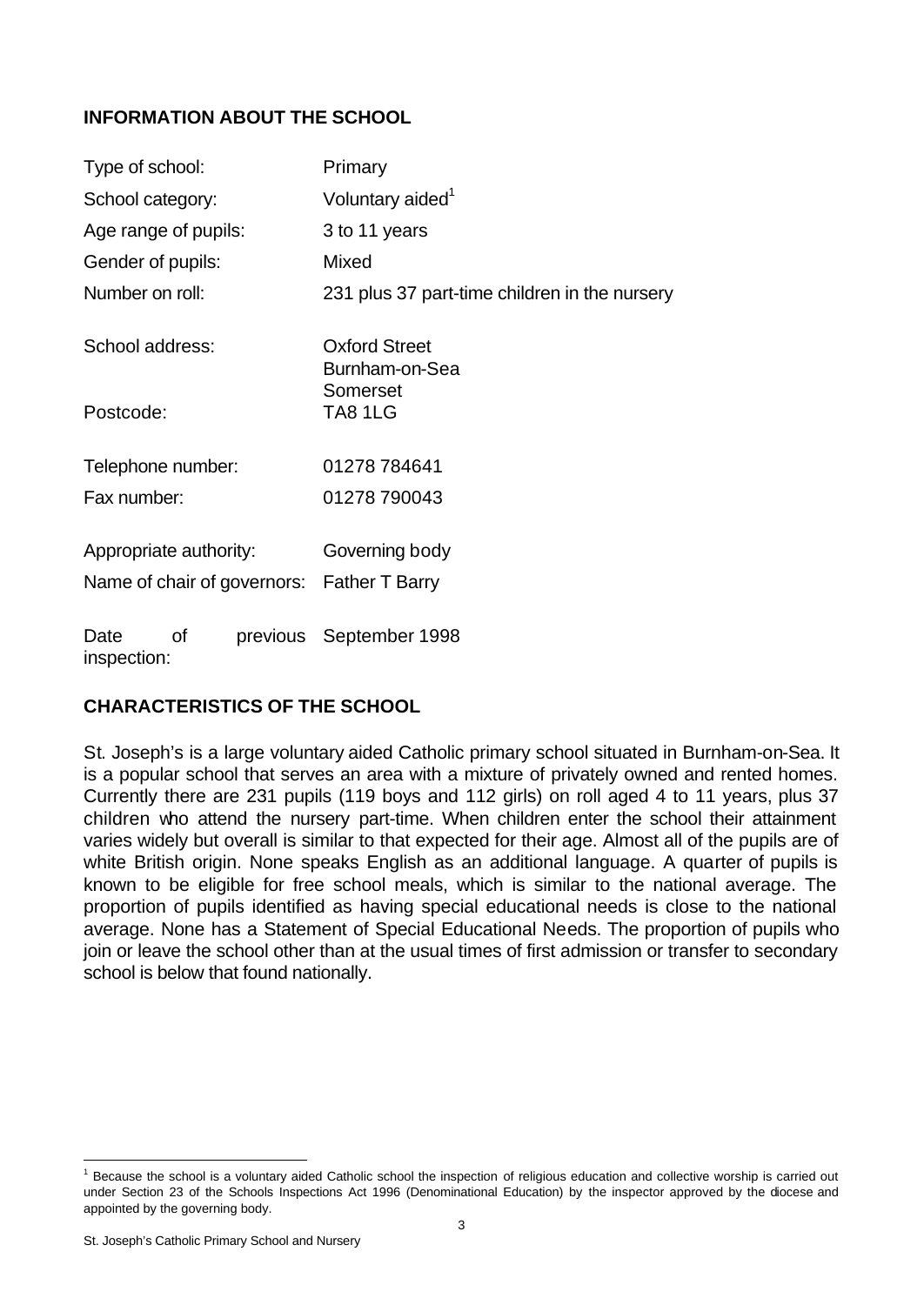## INFORMATION ABOUT THE SCHOOL

| | |
|---|---|
| Type of school: | Primary |
| School category: | Voluntary aided[1] |
| Age range of pupils: | 3 to 11 years |
| Gender of pupils: | Mixed |
| Number on roll: | 231 plus 37 part-time children in the nursery |
| School address: | Oxford Street<br>Burnham-on-Sea<br>Somerset |
| Postcode: | TA8 1LG |
| Telephone number: | 01278 784641 |
| Fax number: | 01278 790043 |
| Appropriate authority: | Governing body |
| Name of chair of governors: | Father T Barry |
| Date of previous inspection: | September 1998 |

## CHARACTERISTICS OF THE SCHOOL

St. Joseph's is a large voluntary aided Catholic primary school situated in Burnham-on-Sea. It is a popular school that serves an area with a mixture of privately owned and rented homes. Currently there are 231 pupils (119 boys and 112 girls) on roll aged 4 to 11 years, plus 37 children who attend the nursery part-time. When children enter the school their attainment varies widely but overall is similar to that expected for their age. Almost all of the pupils are of white British origin. None speaks English as an additional language. A quarter of pupils is known to be eligible for free school meals, which is similar to the national average. The proportion of pupils identified as having special educational needs is close to the national average. None has a Statement of Special Educational Needs. The proportion of pupils who join or leave the school other than at the usual times of first admission or transfer to secondary school is below that found nationally.

[1] Because the school is a voluntary aided Catholic school the inspection of religious education and collective worship is carried out under Section 23 of the Schools Inspections Act 1996 (Denominational Education) by the inspector approved by the diocese and appointed by the governing body.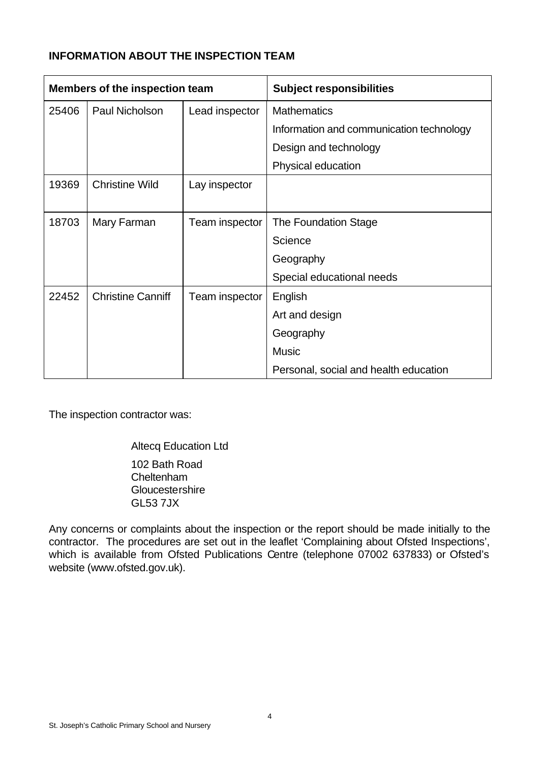**INFORMATION ABOUT THE INSPECTION TEAM**

| Members of the inspection team | | | Subject responsibilities |
|---|---|---|---|
| 25406 | Paul Nicholson | Lead inspector | Mathematics<br>Information and communication technology<br>Design and technology<br>Physical education |
| 19369 | Christine Wild | Lay inspector | |
| 18703 | Mary Farman | Team inspector | The Foundation Stage<br>Science<br>Geography<br>Special educational needs |
| 22452 | Christine Canniff | Team inspector | English<br>Art and design<br>Geography<br>Music<br>Personal, social and health education |

The inspection contractor was:

Altecq Education Ltd

102 Bath Road
Cheltenham
Gloucestershire
GL53 7JX

Any concerns or complaints about the inspection or the report should be made initially to the contractor. The procedures are set out in the leaflet 'Complaining about Ofsted Inspections', which is available from Ofsted Publications Centre (telephone 07002 637833) or Ofsted's website (www.ofsted.gov.uk).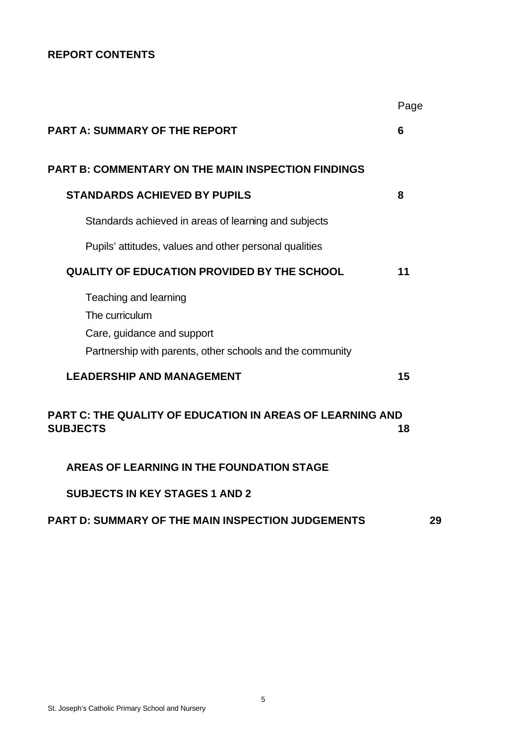## REPORT CONTENTS

| | Page |
|---|---|
| **PART A: SUMMARY OF THE REPORT** | **6** |
| **PART B: COMMENTARY ON THE MAIN INSPECTION FINDINGS** | |
| **STANDARDS ACHIEVED BY PUPILS** | **8** |
| Standards achieved in areas of learning and subjects | |
| Pupils' attitudes, values and other personal qualities | |
| **QUALITY OF EDUCATION PROVIDED BY THE SCHOOL** | **11** |
| Teaching and learning<br>The curriculum<br>Care, guidance and support<br>Partnership with parents, other schools and the community | |
| **LEADERSHIP AND MANAGEMENT** | **15** |
| **PART C: THE QUALITY OF EDUCATION IN AREAS OF LEARNING AND SUBJECTS** | **18** |
| **AREAS OF LEARNING IN THE FOUNDATION STAGE** | |
| **SUBJECTS IN KEY STAGES 1 AND 2** | |
| **PART D: SUMMARY OF THE MAIN INSPECTION JUDGEMENTS** | **29** |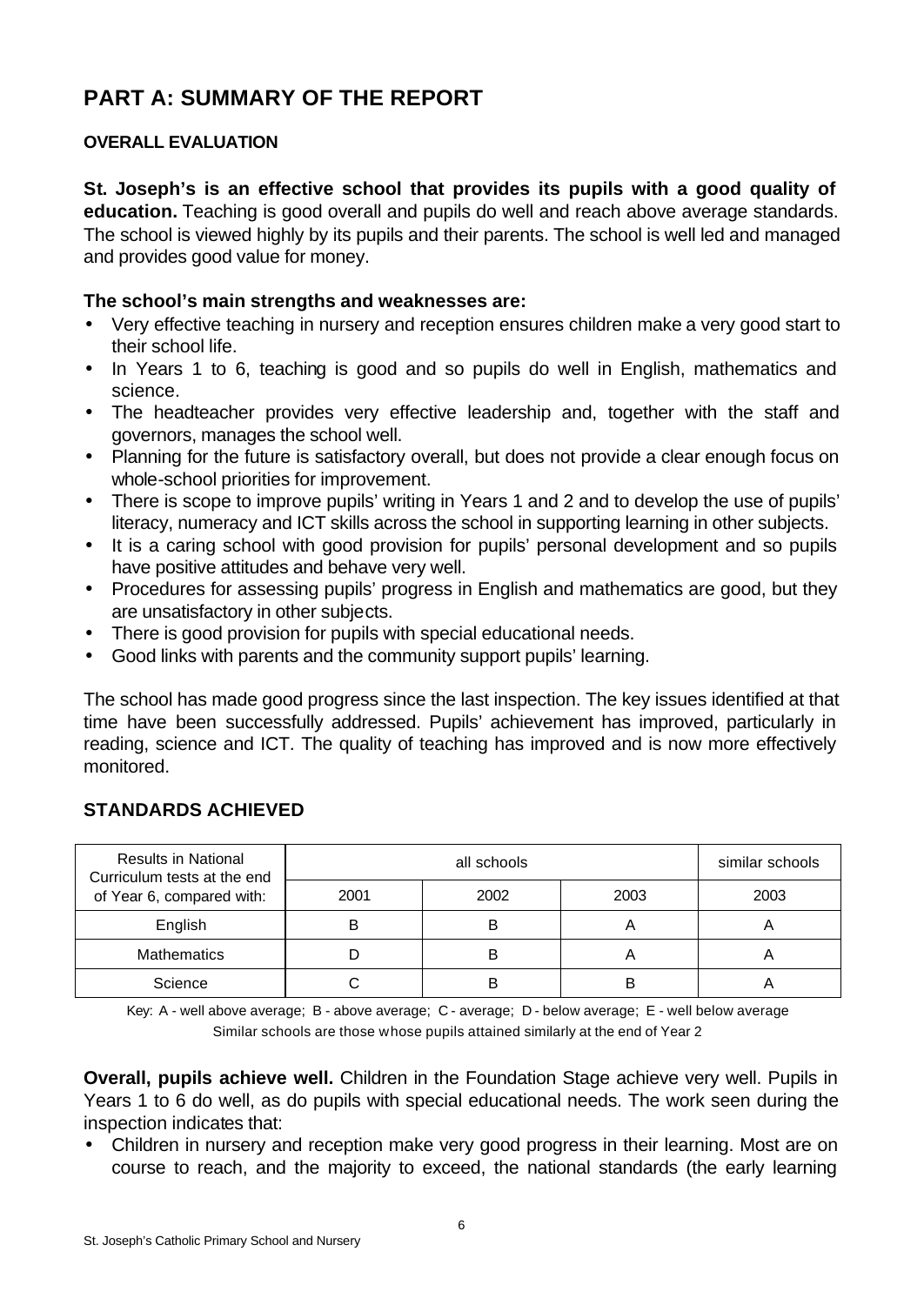# PART A: SUMMARY OF THE REPORT

### OVERALL EVALUATION

**St. Joseph's is an effective school that provides its pupils with a good quality of education.** Teaching is good overall and pupils do well and reach above average standards. The school is viewed highly by its pupils and their parents. The school is well led and managed and provides good value for money.

**The school's main strengths and weaknesses are:**

- Very effective teaching in nursery and reception ensures children make a very good start to their school life.
- In Years 1 to 6, teaching is good and so pupils do well in English, mathematics and science.
- The headteacher provides very effective leadership and, together with the staff and governors, manages the school well.
- Planning for the future is satisfactory overall, but does not provide a clear enough focus on whole-school priorities for improvement.
- There is scope to improve pupils' writing in Years 1 and 2 and to develop the use of pupils' literacy, numeracy and ICT skills across the school in supporting learning in other subjects.
- It is a caring school with good provision for pupils' personal development and so pupils have positive attitudes and behave very well.
- Procedures for assessing pupils' progress in English and mathematics are good, but they are unsatisfactory in other subjects.
- There is good provision for pupils with special educational needs.
- Good links with parents and the community support pupils' learning.

The school has made good progress since the last inspection. The key issues identified at that time have been successfully addressed. Pupils' achievement has improved, particularly in reading, science and ICT. The quality of teaching has improved and is now more effectively monitored.

## STANDARDS ACHIEVED

| Results in National Curriculum tests at the end of Year 6, compared with: | all schools | | | similar schools |
|---|---|---|---|---|
| | 2001 | 2002 | 2003 | 2003 |
| English | B | B | A | A |
| Mathematics | D | B | A | A |
| Science | C | B | B | A |

Key: A - well above average; B - above average; C - average; D - below average; E - well below average
Similar schools are those whose pupils attained similarly at the end of Year 2

**Overall, pupils achieve well.** Children in the Foundation Stage achieve very well. Pupils in Years 1 to 6 do well, as do pupils with special educational needs. The work seen during the inspection indicates that:

- Children in nursery and reception make very good progress in their learning. Most are on course to reach, and the majority to exceed, the national standards (the early learning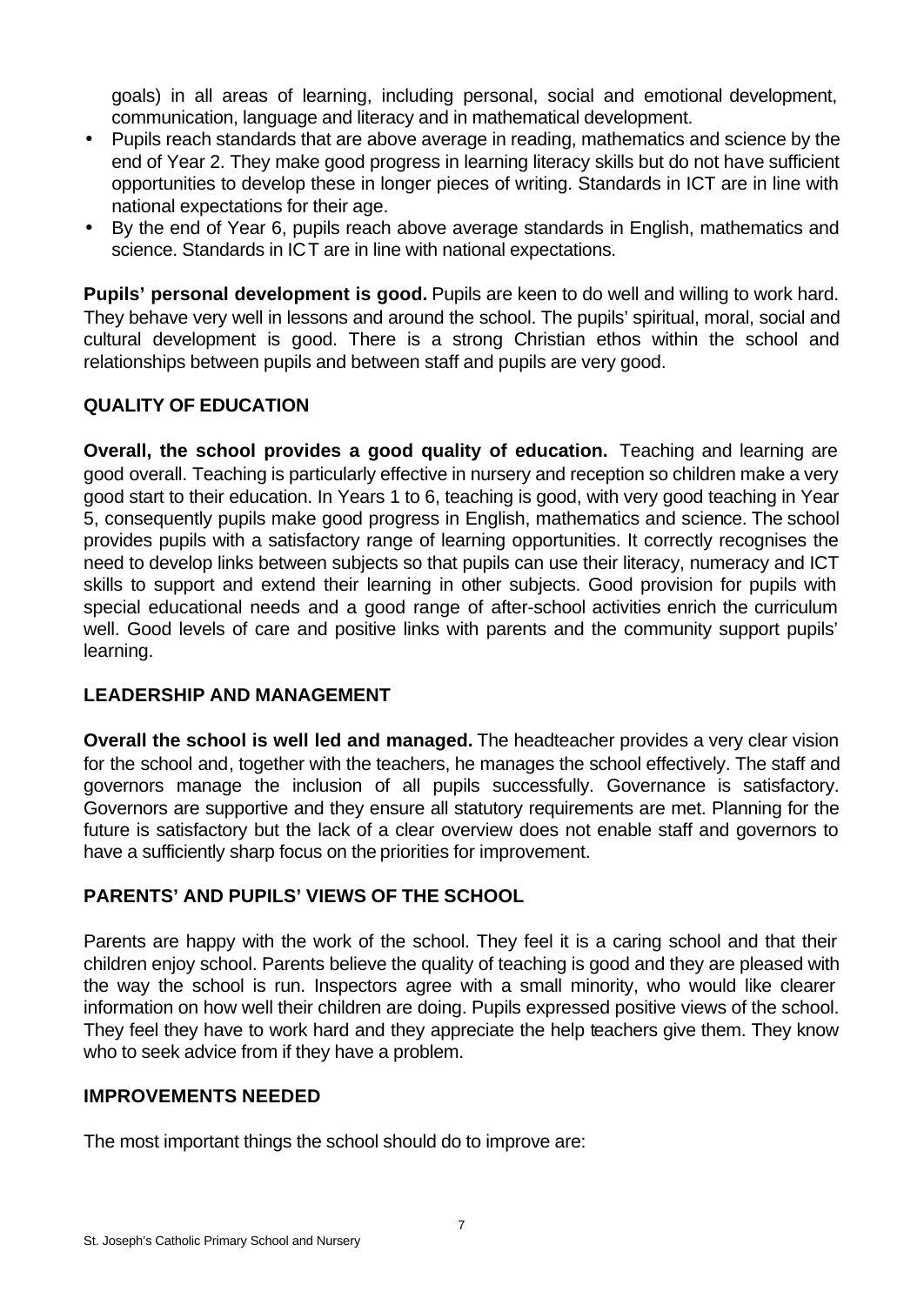goals) in all areas of learning, including personal, social and emotional development, communication, language and literacy and in mathematical development.

- Pupils reach standards that are above average in reading, mathematics and science by the end of Year 2. They make good progress in learning literacy skills but do not have sufficient opportunities to develop these in longer pieces of writing. Standards in ICT are in line with national expectations for their age.
- By the end of Year 6, pupils reach above average standards in English, mathematics and science. Standards in ICT are in line with national expectations.

**Pupils' personal development is good.** Pupils are keen to do well and willing to work hard. They behave very well in lessons and around the school. The pupils' spiritual, moral, social and cultural development is good. There is a strong Christian ethos within the school and relationships between pupils and between staff and pupils are very good.

## QUALITY OF EDUCATION

**Overall, the school provides a good quality of education.** Teaching and learning are good overall. Teaching is particularly effective in nursery and reception so children make a very good start to their education. In Years 1 to 6, teaching is good, with very good teaching in Year 5, consequently pupils make good progress in English, mathematics and science. The school provides pupils with a satisfactory range of learning opportunities. It correctly recognises the need to develop links between subjects so that pupils can use their literacy, numeracy and ICT skills to support and extend their learning in other subjects. Good provision for pupils with special educational needs and a good range of after-school activities enrich the curriculum well. Good levels of care and positive links with parents and the community support pupils' learning.

## LEADERSHIP AND MANAGEMENT

**Overall the school is well led and managed.** The headteacher provides a very clear vision for the school and, together with the teachers, he manages the school effectively. The staff and governors manage the inclusion of all pupils successfully. Governance is satisfactory. Governors are supportive and they ensure all statutory requirements are met. Planning for the future is satisfactory but the lack of a clear overview does not enable staff and governors to have a sufficiently sharp focus on the priorities for improvement.

## PARENTS' AND PUPILS' VIEWS OF THE SCHOOL

Parents are happy with the work of the school. They feel it is a caring school and that their children enjoy school. Parents believe the quality of teaching is good and they are pleased with the way the school is run. Inspectors agree with a small minority, who would like clearer information on how well their children are doing. Pupils expressed positive views of the school. They feel they have to work hard and they appreciate the help teachers give them. They know who to seek advice from if they have a problem.

## IMPROVEMENTS NEEDED

The most important things the school should do to improve are: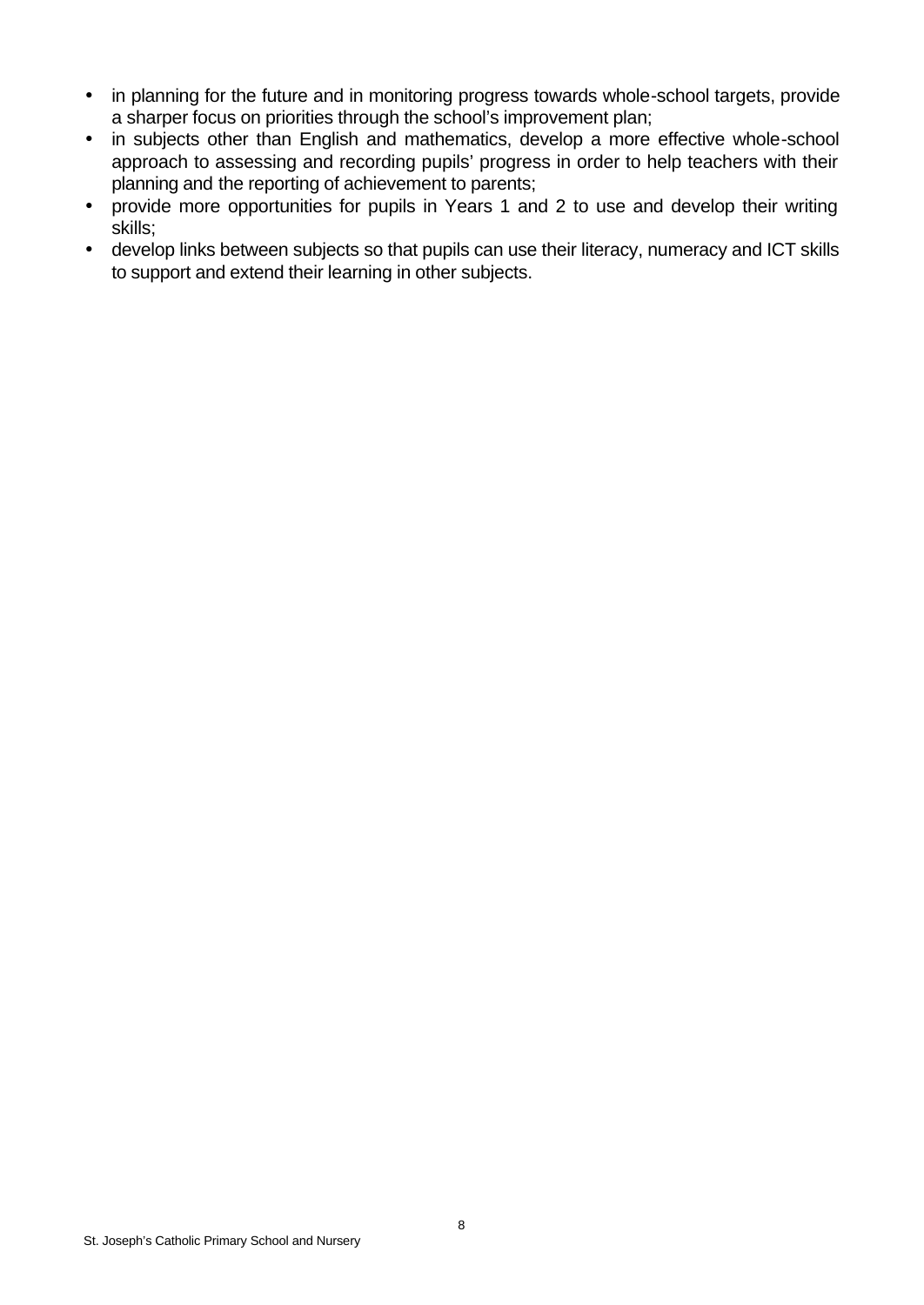- in planning for the future and in monitoring progress towards whole-school targets, provide a sharper focus on priorities through the school's improvement plan;
- in subjects other than English and mathematics, develop a more effective whole-school approach to assessing and recording pupils' progress in order to help teachers with their planning and the reporting of achievement to parents;
- provide more opportunities for pupils in Years 1 and 2 to use and develop their writing skills;
- develop links between subjects so that pupils can use their literacy, numeracy and ICT skills to support and extend their learning in other subjects.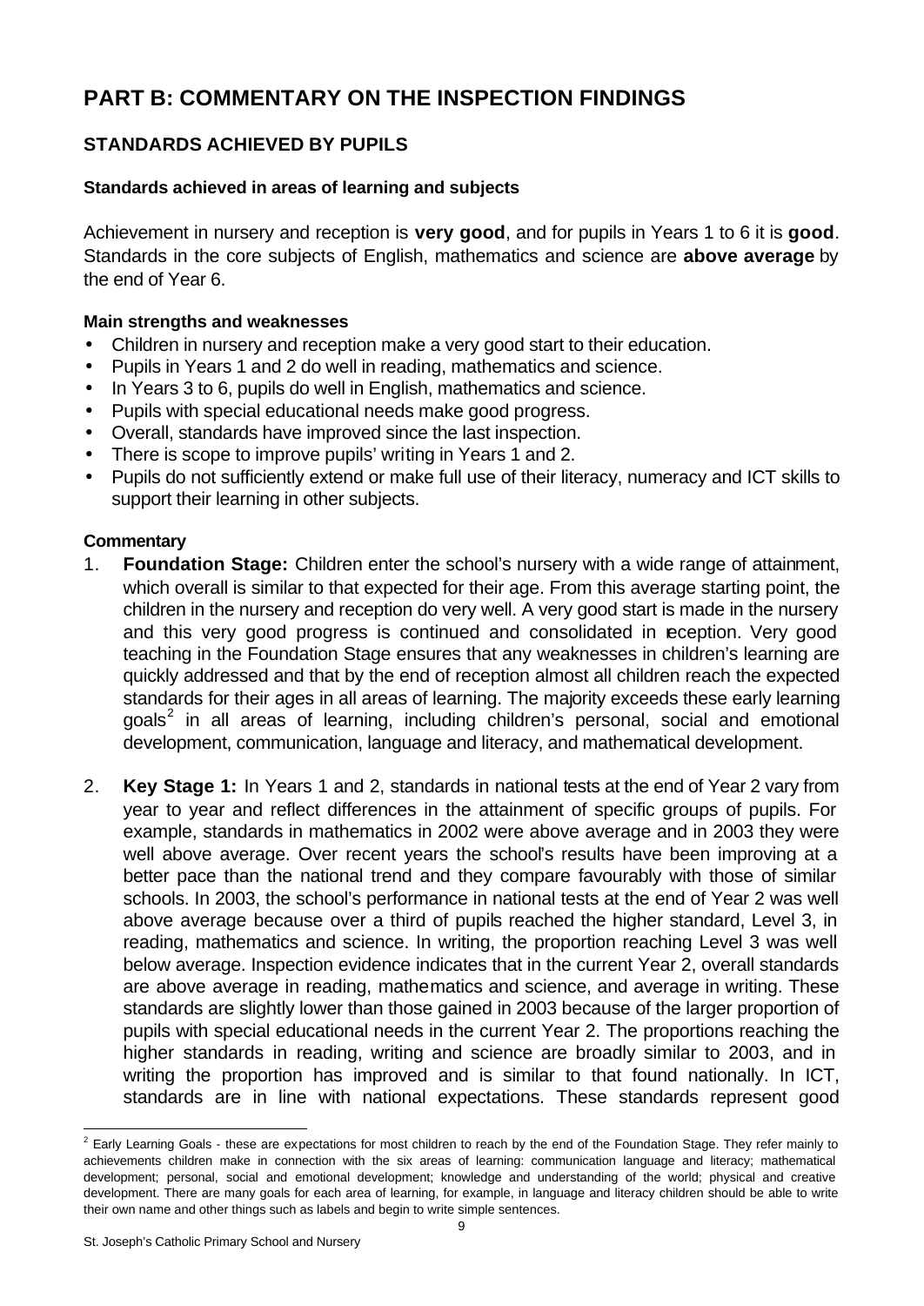# PART B: COMMENTARY ON THE INSPECTION FINDINGS

## STANDARDS ACHIEVED BY PUPILS

### Standards achieved in areas of learning and subjects

Achievement in nursery and reception is **very good**, and for pupils in Years 1 to 6 it is **good**. Standards in the core subjects of English, mathematics and science are **above average** by the end of Year 6.

#### Main strengths and weaknesses

- Children in nursery and reception make a very good start to their education.
- Pupils in Years 1 and 2 do well in reading, mathematics and science.
- In Years 3 to 6, pupils do well in English, mathematics and science.
- Pupils with special educational needs make good progress.
- Overall, standards have improved since the last inspection.
- There is scope to improve pupils' writing in Years 1 and 2.
- Pupils do not sufficiently extend or make full use of their literacy, numeracy and ICT skills to support their learning in other subjects.

#### Commentary

1. **Foundation Stage:** Children enter the school's nursery with a wide range of attainment, which overall is similar to that expected for their age. From this average starting point, the children in the nursery and reception do very well. A very good start is made in the nursery and this very good progress is continued and consolidated in reception. Very good teaching in the Foundation Stage ensures that any weaknesses in children's learning are quickly addressed and that by the end of reception almost all children reach the expected standards for their ages in all areas of learning. The majority exceeds these early learning goals[2] in all areas of learning, including children's personal, social and emotional development, communication, language and literacy, and mathematical development.

2. **Key Stage 1:** In Years 1 and 2, standards in national tests at the end of Year 2 vary from year to year and reflect differences in the attainment of specific groups of pupils. For example, standards in mathematics in 2002 were above average and in 2003 they were well above average. Over recent years the school's results have been improving at a better pace than the national trend and they compare favourably with those of similar schools. In 2003, the school's performance in national tests at the end of Year 2 was well above average because over a third of pupils reached the higher standard, Level 3, in reading, mathematics and science. In writing, the proportion reaching Level 3 was well below average. Inspection evidence indicates that in the current Year 2, overall standards are above average in reading, mathematics and science, and average in writing. These standards are slightly lower than those gained in 2003 because of the larger proportion of pupils with special educational needs in the current Year 2. The proportions reaching the higher standards in reading, writing and science are broadly similar to 2003, and in writing the proportion has improved and is similar to that found nationally. In ICT, standards are in line with national expectations. These standards represent good

[2] Early Learning Goals - these are expectations for most children to reach by the end of the Foundation Stage. They refer mainly to achievements children make in connection with the six areas of learning: communication language and literacy; mathematical development; personal, social and emotional development; knowledge and understanding of the world; physical and creative development. There are many goals for each area of learning, for example, in language and literacy children should be able to write their own name and other things such as labels and begin to write simple sentences.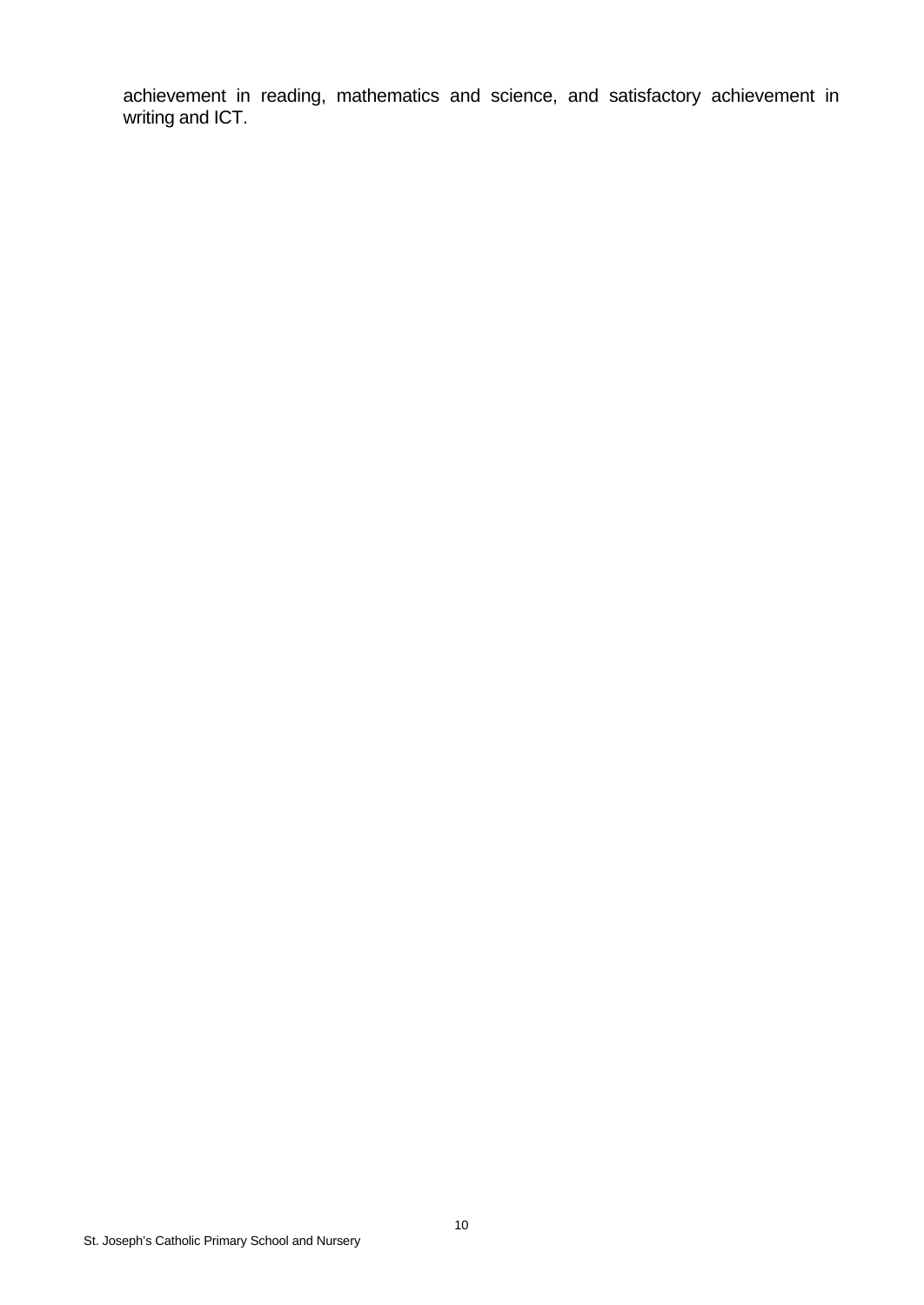achievement in reading, mathematics and science, and satisfactory achievement in writing and ICT.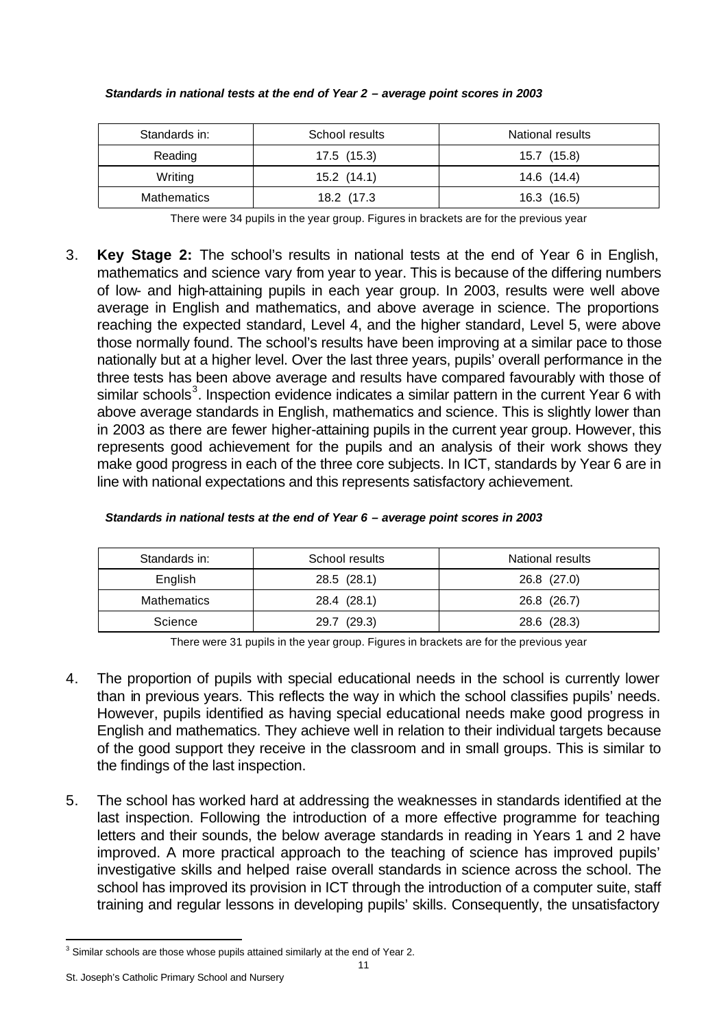***Standards in national tests at the end of Year 2 – average point scores in 2003***

| Standards in: | School results | National results |
|---|---|---|
| Reading | 17.5 (15.3) | 15.7 (15.8) |
| Writing | 15.2 (14.1) | 14.6 (14.4) |
| Mathematics | 18.2 (17.3 | 16.3 (16.5) |

There were 34 pupils in the year group. Figures in brackets are for the previous year

3. **Key Stage 2:** The school's results in national tests at the end of Year 6 in English, mathematics and science vary from year to year. This is because of the differing numbers of low- and high-attaining pupils in each year group. In 2003, results were well above average in English and mathematics, and above average in science. The proportions reaching the expected standard, Level 4, and the higher standard, Level 5, were above those normally found. The school's results have been improving at a similar pace to those nationally but at a higher level. Over the last three years, pupils' overall performance in the three tests has been above average and results have compared favourably with those of similar schools[3]. Inspection evidence indicates a similar pattern in the current Year 6 with above average standards in English, mathematics and science. This is slightly lower than in 2003 as there are fewer higher-attaining pupils in the current year group. However, this represents good achievement for the pupils and an analysis of their work shows they make good progress in each of the three core subjects. In ICT, standards by Year 6 are in line with national expectations and this represents satisfactory achievement.

***Standards in national tests at the end of Year 6 – average point scores in 2003***

| Standards in: | School results | National results |
|---|---|---|
| English | 28.5 (28.1) | 26.8 (27.0) |
| Mathematics | 28.4 (28.1) | 26.8 (26.7) |
| Science | 29.7 (29.3) | 28.6 (28.3) |

There were 31 pupils in the year group. Figures in brackets are for the previous year

4. The proportion of pupils with special educational needs in the school is currently lower than in previous years. This reflects the way in which the school classifies pupils' needs. However, pupils identified as having special educational needs make good progress in English and mathematics. They achieve well in relation to their individual targets because of the good support they receive in the classroom and in small groups. This is similar to the findings of the last inspection.

5. The school has worked hard at addressing the weaknesses in standards identified at the last inspection. Following the introduction of a more effective programme for teaching letters and their sounds, the below average standards in reading in Years 1 and 2 have improved. A more practical approach to the teaching of science has improved pupils' investigative skills and helped raise overall standards in science across the school. The school has improved its provision in ICT through the introduction of a computer suite, staff training and regular lessons in developing pupils' skills. Consequently, the unsatisfactory

[3] Similar schools are those whose pupils attained similarly at the end of Year 2.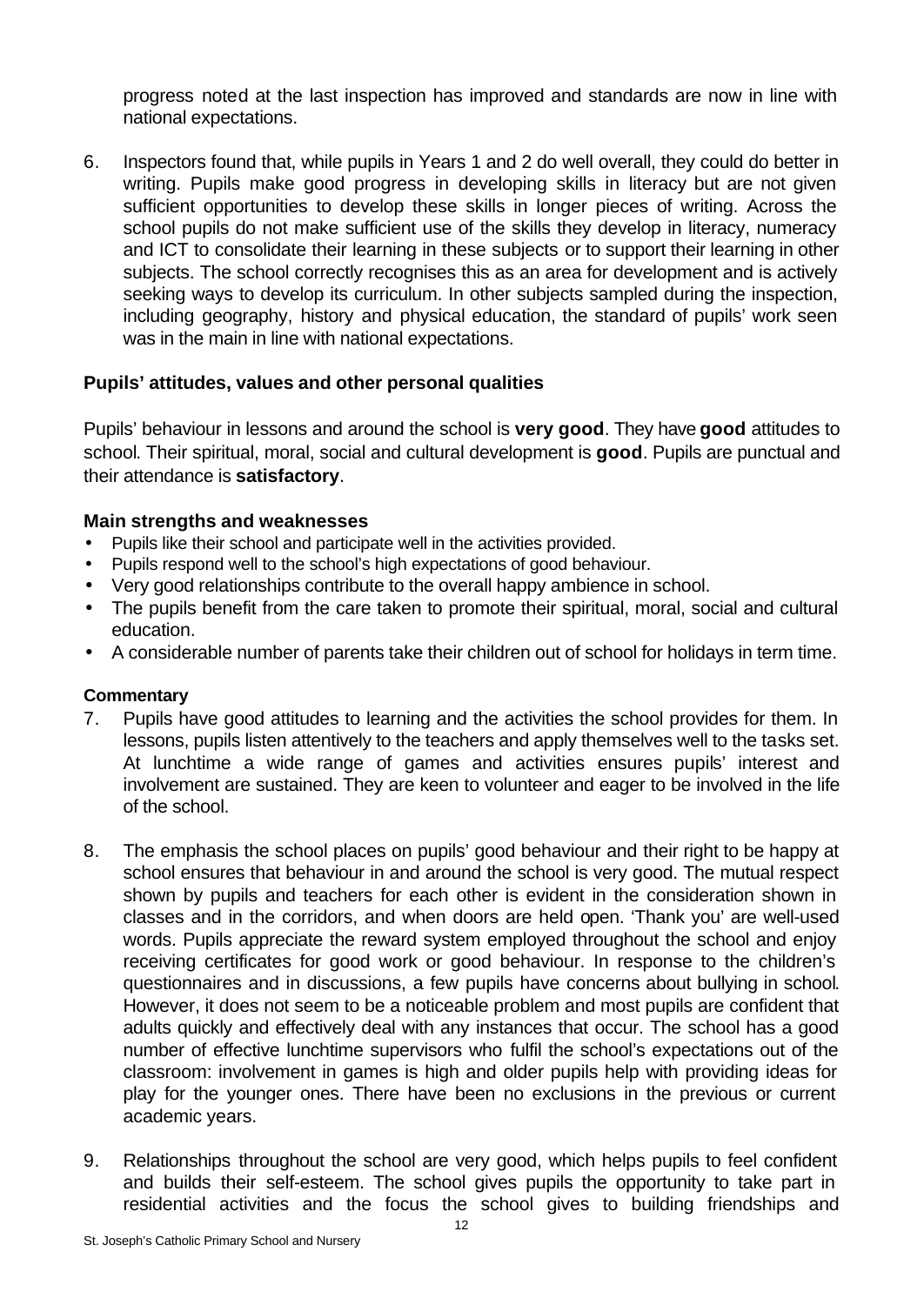progress noted at the last inspection has improved and standards are now in line with national expectations.

6. Inspectors found that, while pupils in Years 1 and 2 do well overall, they could do better in writing. Pupils make good progress in developing skills in literacy but are not given sufficient opportunities to develop these skills in longer pieces of writing. Across the school pupils do not make sufficient use of the skills they develop in literacy, numeracy and ICT to consolidate their learning in these subjects or to support their learning in other subjects. The school correctly recognises this as an area for development and is actively seeking ways to develop its curriculum. In other subjects sampled during the inspection, including geography, history and physical education, the standard of pupils' work seen was in the main in line with national expectations.

### Pupils' attitudes, values and other personal qualities

Pupils' behaviour in lessons and around the school is **very good**. They have **good** attitudes to school. Their spiritual, moral, social and cultural development is **good**. Pupils are punctual and their attendance is **satisfactory**.

#### Main strengths and weaknesses

- Pupils like their school and participate well in the activities provided.
- Pupils respond well to the school's high expectations of good behaviour.
- Very good relationships contribute to the overall happy ambience in school.
- The pupils benefit from the care taken to promote their spiritual, moral, social and cultural education.
- A considerable number of parents take their children out of school for holidays in term time.

#### Commentary

7. Pupils have good attitudes to learning and the activities the school provides for them. In lessons, pupils listen attentively to the teachers and apply themselves well to the tasks set. At lunchtime a wide range of games and activities ensures pupils' interest and involvement are sustained. They are keen to volunteer and eager to be involved in the life of the school.

8. The emphasis the school places on pupils' good behaviour and their right to be happy at school ensures that behaviour in and around the school is very good. The mutual respect shown by pupils and teachers for each other is evident in the consideration shown in classes and in the corridors, and when doors are held open. 'Thank you' are well-used words. Pupils appreciate the reward system employed throughout the school and enjoy receiving certificates for good work or good behaviour. In response to the children's questionnaires and in discussions, a few pupils have concerns about bullying in school. However, it does not seem to be a noticeable problem and most pupils are confident that adults quickly and effectively deal with any instances that occur. The school has a good number of effective lunchtime supervisors who fulfil the school's expectations out of the classroom: involvement in games is high and older pupils help with providing ideas for play for the younger ones. There have been no exclusions in the previous or current academic years.

9. Relationships throughout the school are very good, which helps pupils to feel confident and builds their self-esteem. The school gives pupils the opportunity to take part in residential activities and the focus the school gives to building friendships and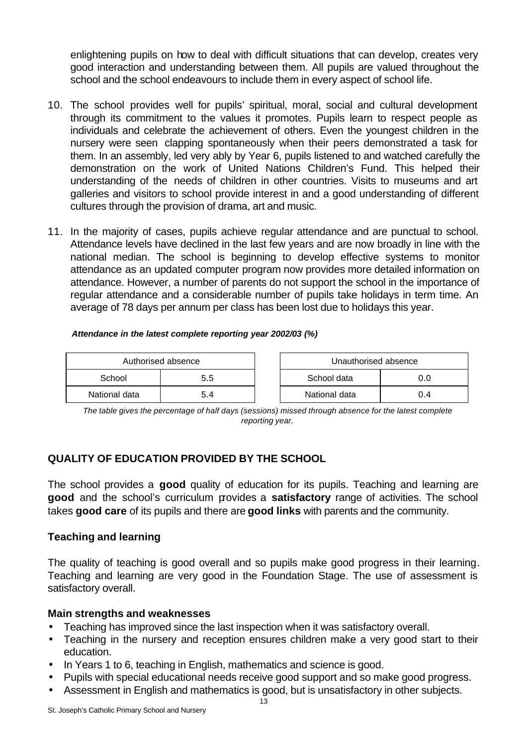enlightening pupils on how to deal with difficult situations that can develop, creates very good interaction and understanding between them. All pupils are valued throughout the school and the school endeavours to include them in every aspect of school life.

10. The school provides well for pupils' spiritual, moral, social and cultural development through its commitment to the values it promotes. Pupils learn to respect people as individuals and celebrate the achievement of others. Even the youngest children in the nursery were seen clapping spontaneously when their peers demonstrated a task for them. In an assembly, led very ably by Year 6, pupils listened to and watched carefully the demonstration on the work of United Nations Children's Fund. This helped their understanding of the needs of children in other countries. Visits to museums and art galleries and visitors to school provide interest in and a good understanding of different cultures through the provision of drama, art and music.

11. In the majority of cases, pupils achieve regular attendance and are punctual to school. Attendance levels have declined in the last few years and are now broadly in line with the national median. The school is beginning to develop effective systems to monitor attendance as an updated computer program now provides more detailed information on attendance. However, a number of parents do not support the school in the importance of regular attendance and a considerable number of pupils take holidays in term time. An average of 78 days per annum per class has been lost due to holidays this year.

***Attendance in the latest complete reporting year 2002/03 (%)***

| Authorised absence | | | Unauthorised absence | |
|---|---|---|---|---|
| School | 5.5 | | School data | 0.0 |
| National data | 5.4 | | National data | 0.4 |

*The table gives the percentage of half days (sessions) missed through absence for the latest complete reporting year.*

## QUALITY OF EDUCATION PROVIDED BY THE SCHOOL

The school provides a **good** quality of education for its pupils. Teaching and learning are **good** and the school's curriculum provides a **satisfactory** range of activities. The school takes **good care** of its pupils and there are **good links** with parents and the community.

### Teaching and learning

The quality of teaching is good overall and so pupils make good progress in their learning. Teaching and learning are very good in the Foundation Stage. The use of assessment is satisfactory overall.

#### Main strengths and weaknesses

- Teaching has improved since the last inspection when it was satisfactory overall.
- Teaching in the nursery and reception ensures children make a very good start to their education.
- In Years 1 to 6, teaching in English, mathematics and science is good.
- Pupils with special educational needs receive good support and so make good progress.
- Assessment in English and mathematics is good, but is unsatisfactory in other subjects.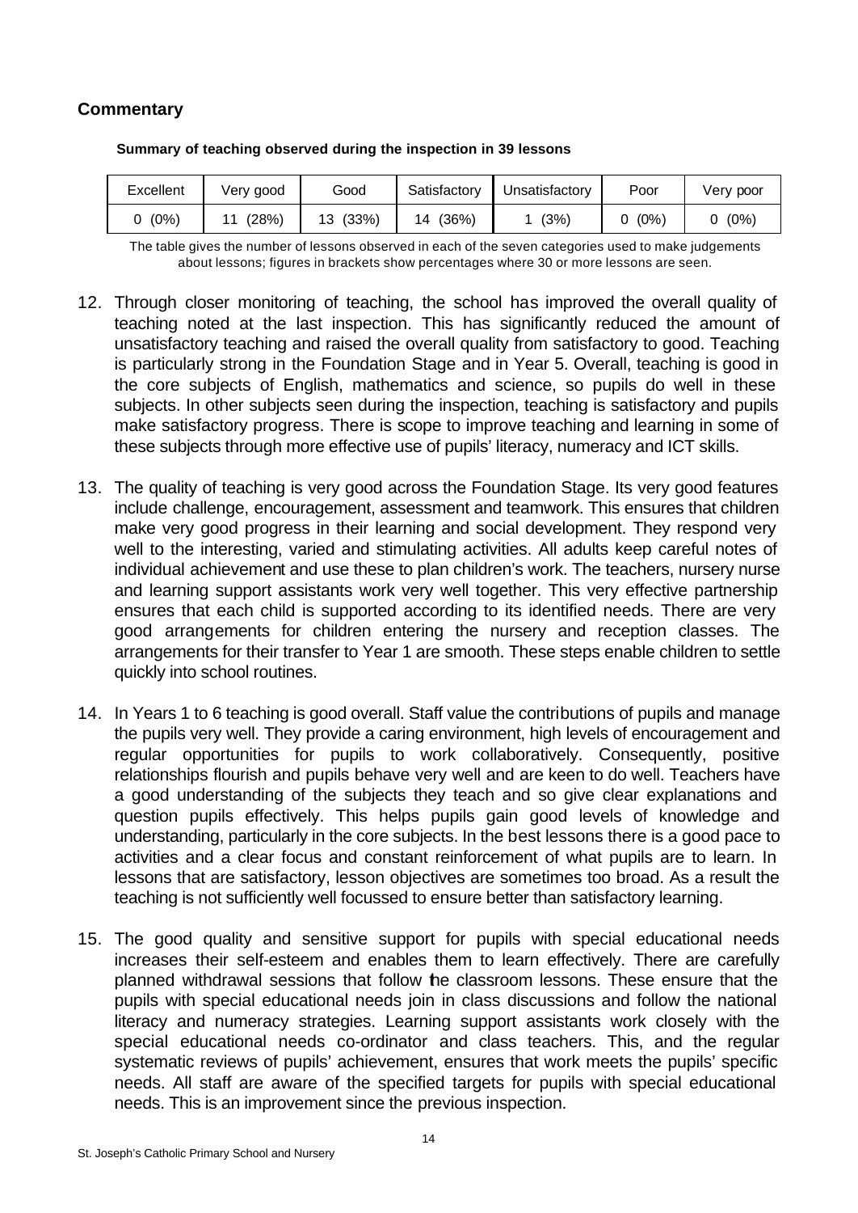## Commentary

**Summary of teaching observed during the inspection in 39 lessons**

| Excellent | Very good | Good | Satisfactory | Unsatisfactory | Poor | Very poor |
|---|---|---|---|---|---|---|
| 0 (0%) | 11 (28%) | 13 (33%) | 14 (36%) | 1 (3%) | 0 (0%) | 0 (0%) |

The table gives the number of lessons observed in each of the seven categories used to make judgements about lessons; figures in brackets show percentages where 30 or more lessons are seen.

12. Through closer monitoring of teaching, the school has improved the overall quality of teaching noted at the last inspection. This has significantly reduced the amount of unsatisfactory teaching and raised the overall quality from satisfactory to good. Teaching is particularly strong in the Foundation Stage and in Year 5. Overall, teaching is good in the core subjects of English, mathematics and science, so pupils do well in these subjects. In other subjects seen during the inspection, teaching is satisfactory and pupils make satisfactory progress. There is scope to improve teaching and learning in some of these subjects through more effective use of pupils' literacy, numeracy and ICT skills.

13. The quality of teaching is very good across the Foundation Stage. Its very good features include challenge, encouragement, assessment and teamwork. This ensures that children make very good progress in their learning and social development. They respond very well to the interesting, varied and stimulating activities. All adults keep careful notes of individual achievement and use these to plan children's work. The teachers, nursery nurse and learning support assistants work very well together. This very effective partnership ensures that each child is supported according to its identified needs. There are very good arrangements for children entering the nursery and reception classes. The arrangements for their transfer to Year 1 are smooth. These steps enable children to settle quickly into school routines.

14. In Years 1 to 6 teaching is good overall. Staff value the contributions of pupils and manage the pupils very well. They provide a caring environment, high levels of encouragement and regular opportunities for pupils to work collaboratively. Consequently, positive relationships flourish and pupils behave very well and are keen to do well. Teachers have a good understanding of the subjects they teach and so give clear explanations and question pupils effectively. This helps pupils gain good levels of knowledge and understanding, particularly in the core subjects. In the best lessons there is a good pace to activities and a clear focus and constant reinforcement of what pupils are to learn. In lessons that are satisfactory, lesson objectives are sometimes too broad. As a result the teaching is not sufficiently well focussed to ensure better than satisfactory learning.

15. The good quality and sensitive support for pupils with special educational needs increases their self-esteem and enables them to learn effectively. There are carefully planned withdrawal sessions that follow the classroom lessons. These ensure that the pupils with special educational needs join in class discussions and follow the national literacy and numeracy strategies. Learning support assistants work closely with the special educational needs co-ordinator and class teachers. This, and the regular systematic reviews of pupils' achievement, ensures that work meets the pupils' specific needs. All staff are aware of the specified targets for pupils with special educational needs. This is an improvement since the previous inspection.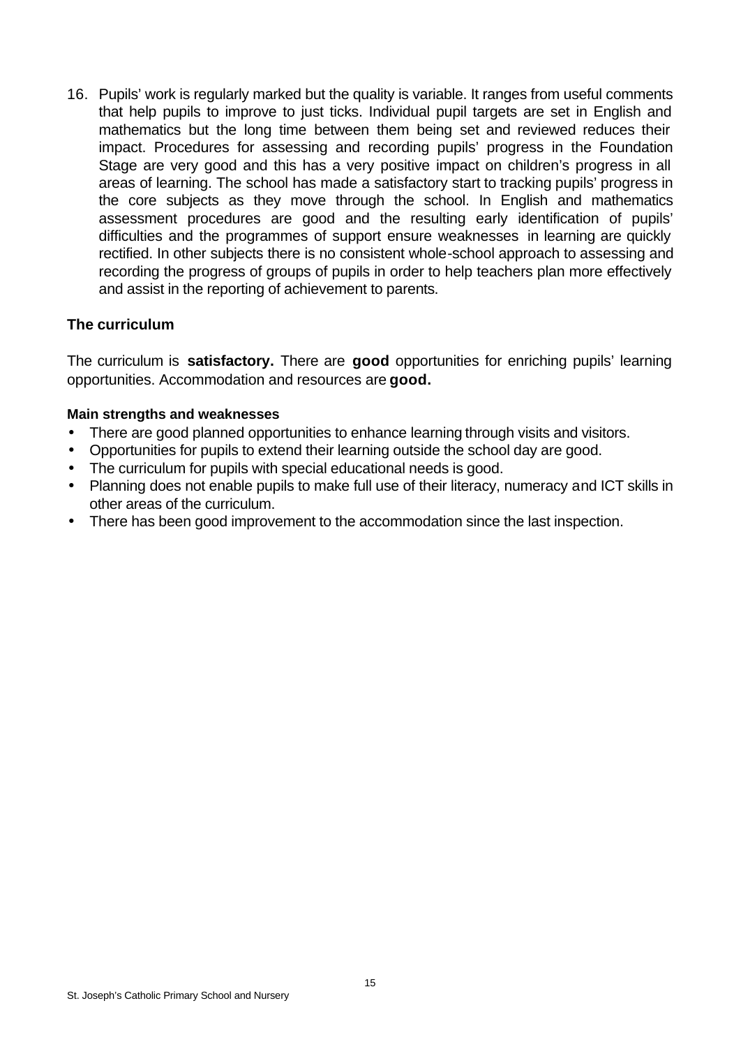16. Pupils' work is regularly marked but the quality is variable. It ranges from useful comments that help pupils to improve to just ticks. Individual pupil targets are set in English and mathematics but the long time between them being set and reviewed reduces their impact. Procedures for assessing and recording pupils' progress in the Foundation Stage are very good and this has a very positive impact on children's progress in all areas of learning. The school has made a satisfactory start to tracking pupils' progress in the core subjects as they move through the school. In English and mathematics assessment procedures are good and the resulting early identification of pupils' difficulties and the programmes of support ensure weaknesses in learning are quickly rectified. In other subjects there is no consistent whole-school approach to assessing and recording the progress of groups of pupils in order to help teachers plan more effectively and assist in the reporting of achievement to parents.

### The curriculum

The curriculum is **satisfactory.** There are **good** opportunities for enriching pupils' learning opportunities. Accommodation and resources are **good.**

#### Main strengths and weaknesses

- There are good planned opportunities to enhance learning through visits and visitors.
- Opportunities for pupils to extend their learning outside the school day are good.
- The curriculum for pupils with special educational needs is good.
- Planning does not enable pupils to make full use of their literacy, numeracy and ICT skills in other areas of the curriculum.
- There has been good improvement to the accommodation since the last inspection.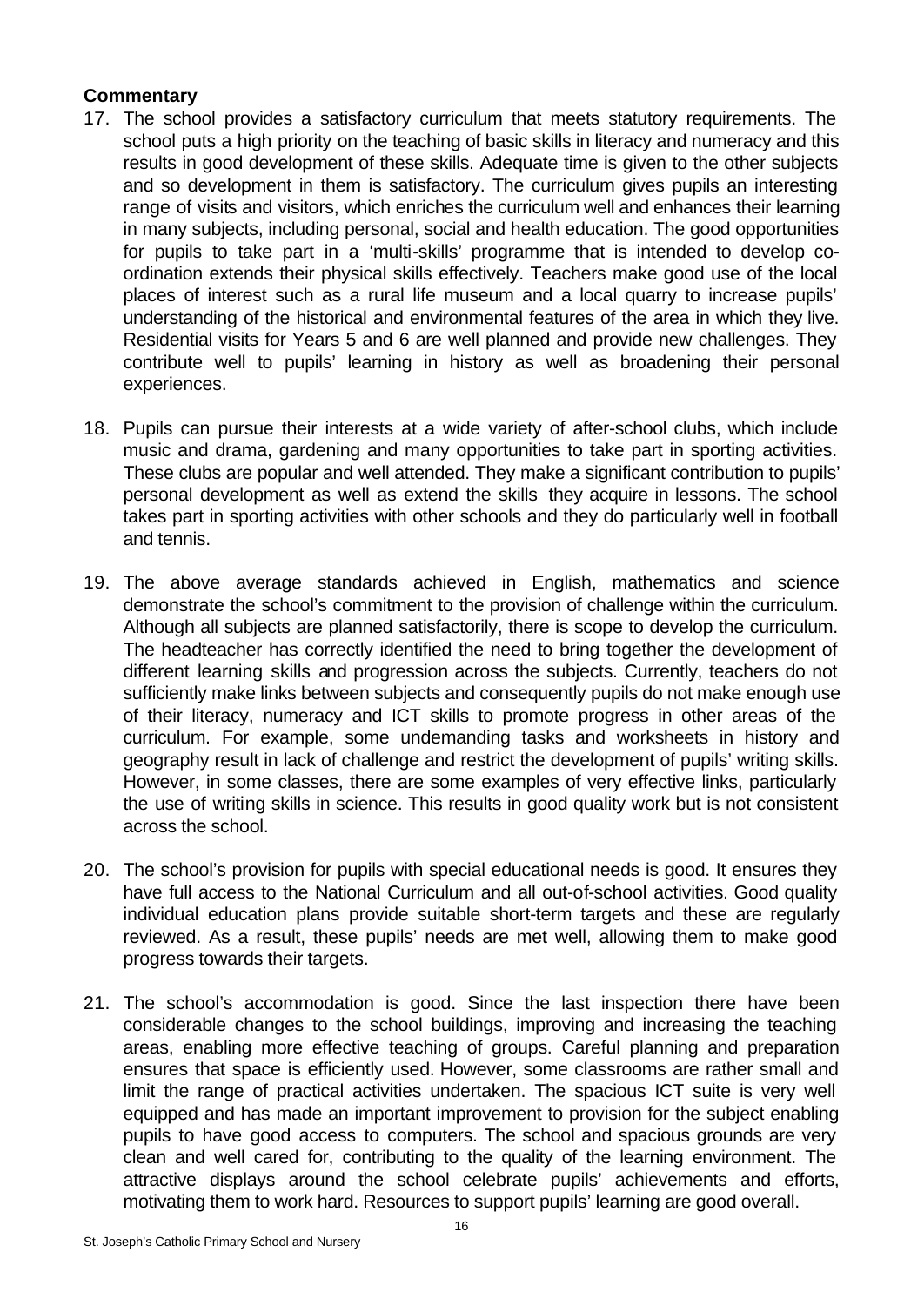**Commentary**

17. The school provides a satisfactory curriculum that meets statutory requirements. The school puts a high priority on the teaching of basic skills in literacy and numeracy and this results in good development of these skills. Adequate time is given to the other subjects and so development in them is satisfactory. The curriculum gives pupils an interesting range of visits and visitors, which enriches the curriculum well and enhances their learning in many subjects, including personal, social and health education. The good opportunities for pupils to take part in a 'multi-skills' programme that is intended to develop co-ordination extends their physical skills effectively. Teachers make good use of the local places of interest such as a rural life museum and a local quarry to increase pupils' understanding of the historical and environmental features of the area in which they live. Residential visits for Years 5 and 6 are well planned and provide new challenges. They contribute well to pupils' learning in history as well as broadening their personal experiences.

18. Pupils can pursue their interests at a wide variety of after-school clubs, which include music and drama, gardening and many opportunities to take part in sporting activities. These clubs are popular and well attended. They make a significant contribution to pupils' personal development as well as extend the skills they acquire in lessons. The school takes part in sporting activities with other schools and they do particularly well in football and tennis.

19. The above average standards achieved in English, mathematics and science demonstrate the school's commitment to the provision of challenge within the curriculum. Although all subjects are planned satisfactorily, there is scope to develop the curriculum. The headteacher has correctly identified the need to bring together the development of different learning skills and progression across the subjects. Currently, teachers do not sufficiently make links between subjects and consequently pupils do not make enough use of their literacy, numeracy and ICT skills to promote progress in other areas of the curriculum. For example, some undemanding tasks and worksheets in history and geography result in lack of challenge and restrict the development of pupils' writing skills. However, in some classes, there are some examples of very effective links, particularly the use of writing skills in science. This results in good quality work but is not consistent across the school.

20. The school's provision for pupils with special educational needs is good. It ensures they have full access to the National Curriculum and all out-of-school activities. Good quality individual education plans provide suitable short-term targets and these are regularly reviewed. As a result, these pupils' needs are met well, allowing them to make good progress towards their targets.

21. The school's accommodation is good. Since the last inspection there have been considerable changes to the school buildings, improving and increasing the teaching areas, enabling more effective teaching of groups. Careful planning and preparation ensures that space is efficiently used. However, some classrooms are rather small and limit the range of practical activities undertaken. The spacious ICT suite is very well equipped and has made an important improvement to provision for the subject enabling pupils to have good access to computers. The school and spacious grounds are very clean and well cared for, contributing to the quality of the learning environment. The attractive displays around the school celebrate pupils' achievements and efforts, motivating them to work hard. Resources to support pupils' learning are good overall.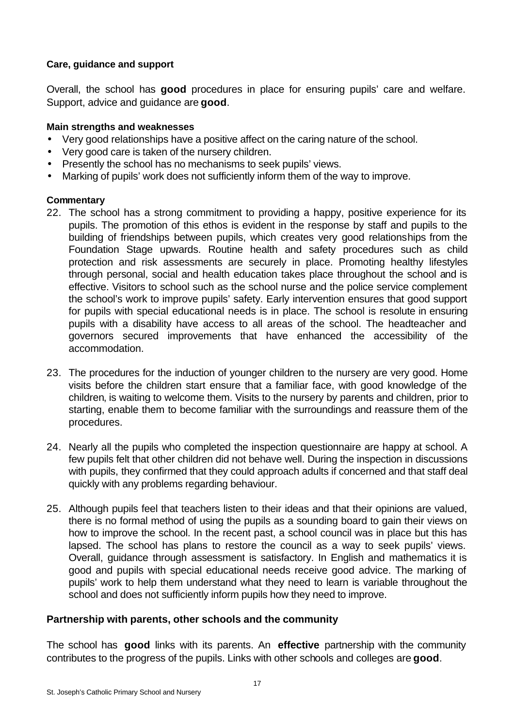### Care, guidance and support

Overall, the school has **good** procedures in place for ensuring pupils' care and welfare. Support, advice and guidance are **good**.

#### Main strengths and weaknesses

- Very good relationships have a positive affect on the caring nature of the school.
- Very good care is taken of the nursery children.
- Presently the school has no mechanisms to seek pupils' views.
- Marking of pupils' work does not sufficiently inform them of the way to improve.

#### Commentary

22. The school has a strong commitment to providing a happy, positive experience for its pupils. The promotion of this ethos is evident in the response by staff and pupils to the building of friendships between pupils, which creates very good relationships from the Foundation Stage upwards. Routine health and safety procedures such as child protection and risk assessments are securely in place. Promoting healthy lifestyles through personal, social and health education takes place throughout the school and is effective. Visitors to school such as the school nurse and the police service complement the school's work to improve pupils' safety. Early intervention ensures that good support for pupils with special educational needs is in place. The school is resolute in ensuring pupils with a disability have access to all areas of the school. The headteacher and governors secured improvements that have enhanced the accessibility of the accommodation.

23. The procedures for the induction of younger children to the nursery are very good. Home visits before the children start ensure that a familiar face, with good knowledge of the children, is waiting to welcome them. Visits to the nursery by parents and children, prior to starting, enable them to become familiar with the surroundings and reassure them of the procedures.

24. Nearly all the pupils who completed the inspection questionnaire are happy at school. A few pupils felt that other children did not behave well. During the inspection in discussions with pupils, they confirmed that they could approach adults if concerned and that staff deal quickly with any problems regarding behaviour.

25. Although pupils feel that teachers listen to their ideas and that their opinions are valued, there is no formal method of using the pupils as a sounding board to gain their views on how to improve the school. In the recent past, a school council was in place but this has lapsed. The school has plans to restore the council as a way to seek pupils' views. Overall, guidance through assessment is satisfactory. In English and mathematics it is good and pupils with special educational needs receive good advice. The marking of pupils' work to help them understand what they need to learn is variable throughout the school and does not sufficiently inform pupils how they need to improve.

### Partnership with parents, other schools and the community

The school has **good** links with its parents. An **effective** partnership with the community contributes to the progress of the pupils. Links with other schools and colleges are **good**.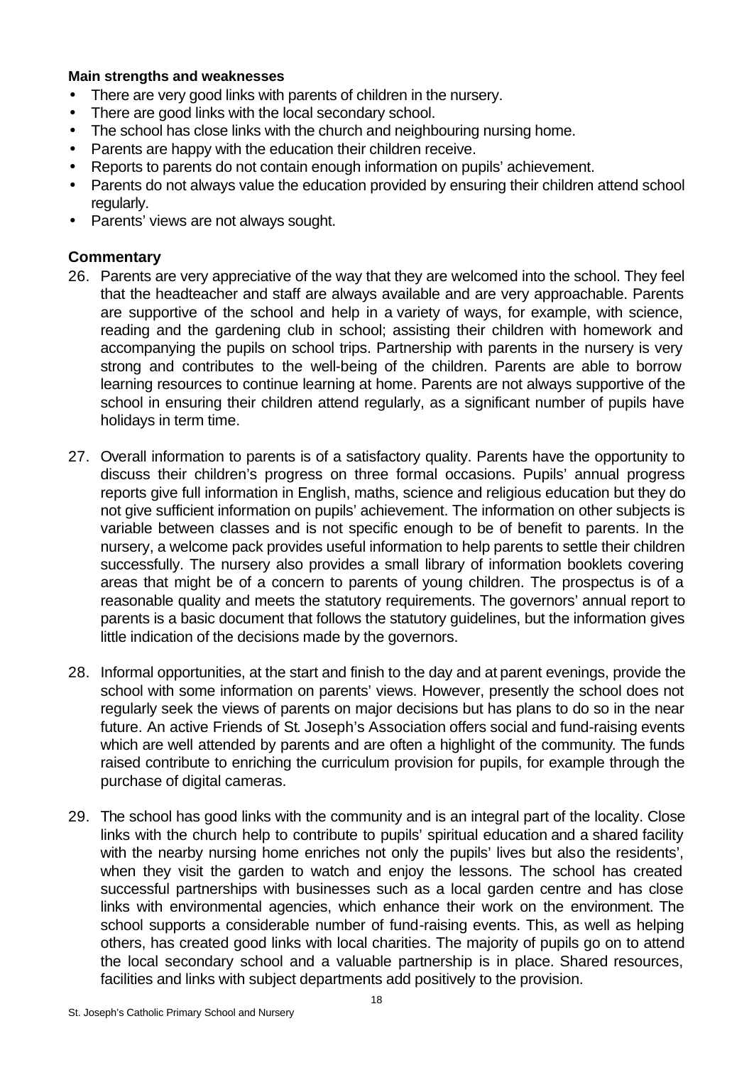**Main strengths and weaknesses**

- There are very good links with parents of children in the nursery.
- There are good links with the local secondary school.
- The school has close links with the church and neighbouring nursing home.
- Parents are happy with the education their children receive.
- Reports to parents do not contain enough information on pupils' achievement.
- Parents do not always value the education provided by ensuring their children attend school regularly.
- Parents' views are not always sought.

## Commentary

26. Parents are very appreciative of the way that they are welcomed into the school. They feel that the headteacher and staff are always available and are very approachable. Parents are supportive of the school and help in a variety of ways, for example, with science, reading and the gardening club in school; assisting their children with homework and accompanying the pupils on school trips. Partnership with parents in the nursery is very strong and contributes to the well-being of the children. Parents are able to borrow learning resources to continue learning at home. Parents are not always supportive of the school in ensuring their children attend regularly, as a significant number of pupils have holidays in term time.

27. Overall information to parents is of a satisfactory quality. Parents have the opportunity to discuss their children's progress on three formal occasions. Pupils' annual progress reports give full information in English, maths, science and religious education but they do not give sufficient information on pupils' achievement. The information on other subjects is variable between classes and is not specific enough to be of benefit to parents. In the nursery, a welcome pack provides useful information to help parents to settle their children successfully. The nursery also provides a small library of information booklets covering areas that might be of a concern to parents of young children. The prospectus is of a reasonable quality and meets the statutory requirements. The governors' annual report to parents is a basic document that follows the statutory guidelines, but the information gives little indication of the decisions made by the governors.

28. Informal opportunities, at the start and finish to the day and at parent evenings, provide the school with some information on parents' views. However, presently the school does not regularly seek the views of parents on major decisions but has plans to do so in the near future. An active Friends of St. Joseph's Association offers social and fund-raising events which are well attended by parents and are often a highlight of the community. The funds raised contribute to enriching the curriculum provision for pupils, for example through the purchase of digital cameras.

29. The school has good links with the community and is an integral part of the locality. Close links with the church help to contribute to pupils' spiritual education and a shared facility with the nearby nursing home enriches not only the pupils' lives but also the residents', when they visit the garden to watch and enjoy the lessons. The school has created successful partnerships with businesses such as a local garden centre and has close links with environmental agencies, which enhance their work on the environment. The school supports a considerable number of fund-raising events. This, as well as helping others, has created good links with local charities. The majority of pupils go on to attend the local secondary school and a valuable partnership is in place. Shared resources, facilities and links with subject departments add positively to the provision.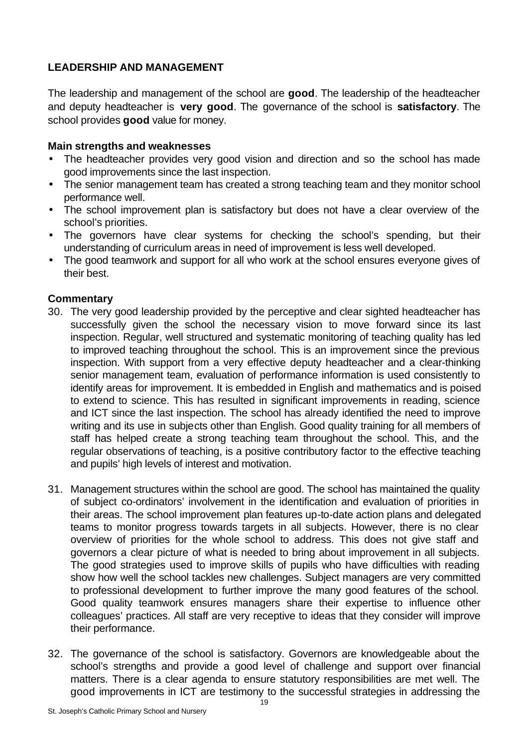## LEADERSHIP AND MANAGEMENT

The leadership and management of the school are **good**. The leadership of the headteacher and deputy headteacher is **very good**. The governance of the school is **satisfactory**. The school provides **good** value for money.

### Main strengths and weaknesses

- The headteacher provides very good vision and direction and so the school has made good improvements since the last inspection.
- The senior management team has created a strong teaching team and they monitor school performance well.
- The school improvement plan is satisfactory but does not have a clear overview of the school's priorities.
- The governors have clear systems for checking the school's spending, but their understanding of curriculum areas in need of improvement is less well developed.
- The good teamwork and support for all who work at the school ensures everyone gives of their best.

### Commentary

30. The very good leadership provided by the perceptive and clear sighted headteacher has successfully given the school the necessary vision to move forward since its last inspection. Regular, well structured and systematic monitoring of teaching quality has led to improved teaching throughout the school. This is an improvement since the previous inspection. With support from a very effective deputy headteacher and a clear-thinking senior management team, evaluation of performance information is used consistently to identify areas for improvement. It is embedded in English and mathematics and is poised to extend to science. This has resulted in significant improvements in reading, science and ICT since the last inspection. The school has already identified the need to improve writing and its use in subjects other than English. Good quality training for all members of staff has helped create a strong teaching team throughout the school. This, and the regular observations of teaching, is a positive contributory factor to the effective teaching and pupils' high levels of interest and motivation.

31. Management structures within the school are good. The school has maintained the quality of subject co-ordinators' involvement in the identification and evaluation of priorities in their areas. The school improvement plan features up-to-date action plans and delegated teams to monitor progress towards targets in all subjects. However, there is no clear overview of priorities for the whole school to address. This does not give staff and governors a clear picture of what is needed to bring about improvement in all subjects. The good strategies used to improve skills of pupils who have difficulties with reading show how well the school tackles new challenges. Subject managers are very committed to professional development to further improve the many good features of the school. Good quality teamwork ensures managers share their expertise to influence other colleagues' practices. All staff are very receptive to ideas that they consider will improve their performance.

32. The governance of the school is satisfactory. Governors are knowledgeable about the school's strengths and provide a good level of challenge and support over financial matters. There is a clear agenda to ensure statutory responsibilities are met well. The good improvements in ICT are testimony to the successful strategies in addressing the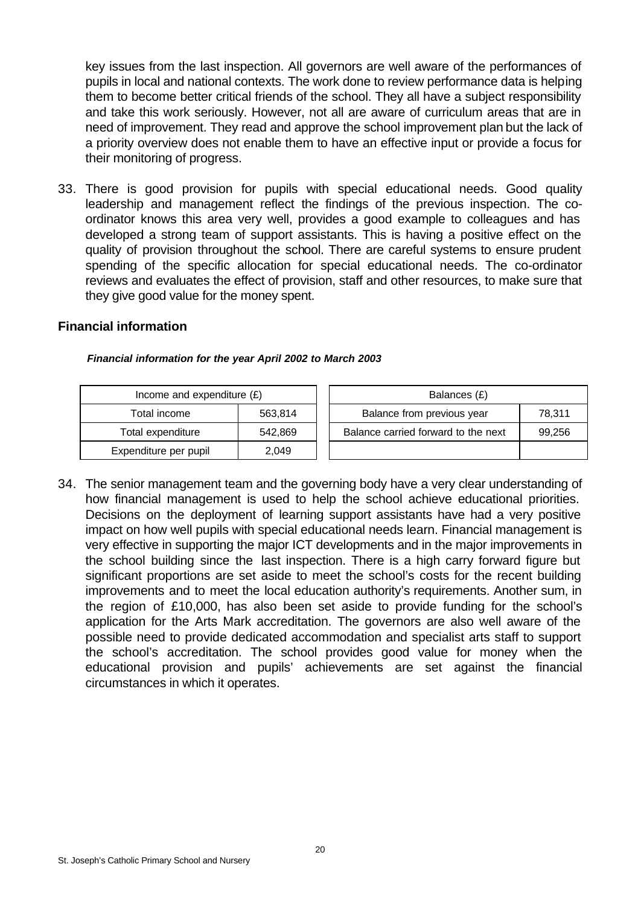key issues from the last inspection. All governors are well aware of the performances of pupils in local and national contexts. The work done to review performance data is helping them to become better critical friends of the school. They all have a subject responsibility and take this work seriously. However, not all are aware of curriculum areas that are in need of improvement. They read and approve the school improvement plan but the lack of a priority overview does not enable them to have an effective input or provide a focus for their monitoring of progress.

33. There is good provision for pupils with special educational needs. Good quality leadership and management reflect the findings of the previous inspection. The co-ordinator knows this area very well, provides a good example to colleagues and has developed a strong team of support assistants. This is having a positive effect on the quality of provision throughout the school. There are careful systems to ensure prudent spending of the specific allocation for special educational needs. The co-ordinator reviews and evaluates the effect of provision, staff and other resources, to make sure that they give good value for the money spent.

## Financial information

***Financial information for the year April 2002 to March 2003***

| Income and expenditure (£) | |
|---|---|
| Total income | 563,814 |
| Total expenditure | 542,869 |
| Expenditure per pupil | 2,049 |

| Balances (£) | |
|---|---|
| Balance from previous year | 78,311 |
| Balance carried forward to the next | 99,256 |

34. The senior management team and the governing body have a very clear understanding of how financial management is used to help the school achieve educational priorities. Decisions on the deployment of learning support assistants have had a very positive impact on how well pupils with special educational needs learn. Financial management is very effective in supporting the major ICT developments and in the major improvements in the school building since the last inspection. There is a high carry forward figure but significant proportions are set aside to meet the school's costs for the recent building improvements and to meet the local education authority's requirements. Another sum, in the region of £10,000, has also been set aside to provide funding for the school's application for the Arts Mark accreditation. The governors are also well aware of the possible need to provide dedicated accommodation and specialist arts staff to support the school's accreditation. The school provides good value for money when the educational provision and pupils' achievements are set against the financial circumstances in which it operates.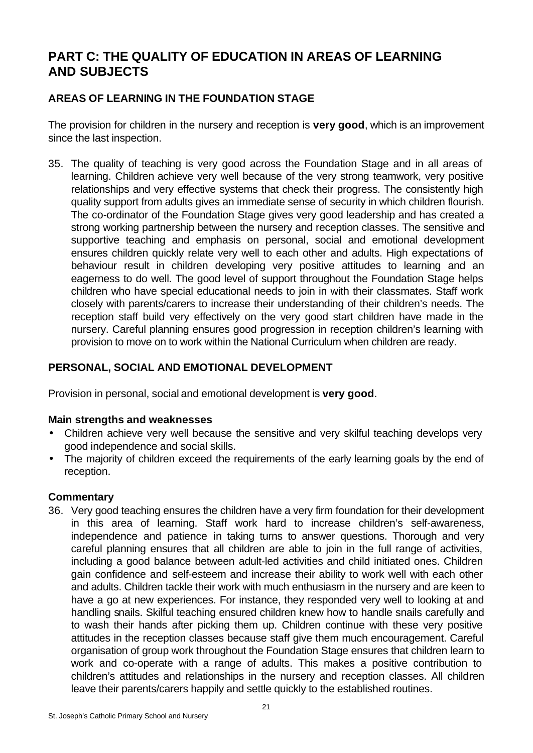# PART C: THE QUALITY OF EDUCATION IN AREAS OF LEARNING AND SUBJECTS

## AREAS OF LEARNING IN THE FOUNDATION STAGE

The provision for children in the nursery and reception is **very good**, which is an improvement since the last inspection.

35. The quality of teaching is very good across the Foundation Stage and in all areas of learning. Children achieve very well because of the very strong teamwork, very positive relationships and very effective systems that check their progress. The consistently high quality support from adults gives an immediate sense of security in which children flourish. The co-ordinator of the Foundation Stage gives very good leadership and has created a strong working partnership between the nursery and reception classes. The sensitive and supportive teaching and emphasis on personal, social and emotional development ensures children quickly relate very well to each other and adults. High expectations of behaviour result in children developing very positive attitudes to learning and an eagerness to do well. The good level of support throughout the Foundation Stage helps children who have special educational needs to join in with their classmates. Staff work closely with parents/carers to increase their understanding of their children's needs. The reception staff build very effectively on the very good start children have made in the nursery. Careful planning ensures good progression in reception children's learning with provision to move on to work within the National Curriculum when children are ready.

## PERSONAL, SOCIAL AND EMOTIONAL DEVELOPMENT

Provision in personal, social and emotional development is **very good**.

### Main strengths and weaknesses

- Children achieve very well because the sensitive and very skilful teaching develops very good independence and social skills.
- The majority of children exceed the requirements of the early learning goals by the end of reception.

### Commentary

36. Very good teaching ensures the children have a very firm foundation for their development in this area of learning. Staff work hard to increase children's self-awareness, independence and patience in taking turns to answer questions. Thorough and very careful planning ensures that all children are able to join in the full range of activities, including a good balance between adult-led activities and child initiated ones. Children gain confidence and self-esteem and increase their ability to work well with each other and adults. Children tackle their work with much enthusiasm in the nursery and are keen to have a go at new experiences. For instance, they responded very well to looking at and handling snails. Skilful teaching ensured children knew how to handle snails carefully and to wash their hands after picking them up. Children continue with these very positive attitudes in the reception classes because staff give them much encouragement. Careful organisation of group work throughout the Foundation Stage ensures that children learn to work and co-operate with a range of adults. This makes a positive contribution to children's attitudes and relationships in the nursery and reception classes. All children leave their parents/carers happily and settle quickly to the established routines.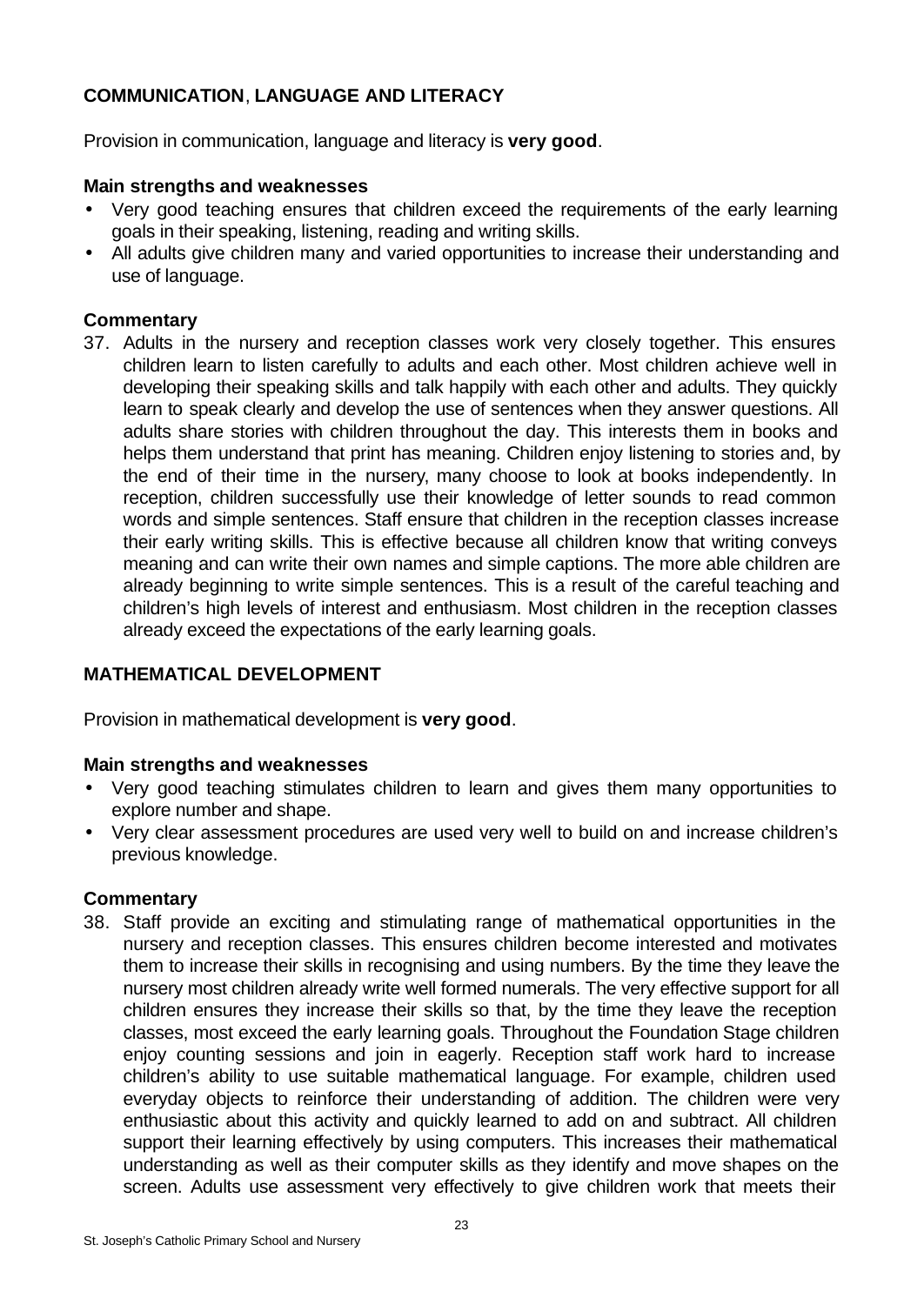## COMMUNICATION, LANGUAGE AND LITERACY

Provision in communication, language and literacy is **very good**.

### Main strengths and weaknesses

- Very good teaching ensures that children exceed the requirements of the early learning goals in their speaking, listening, reading and writing skills.
- All adults give children many and varied opportunities to increase their understanding and use of language.

### Commentary

37. Adults in the nursery and reception classes work very closely together. This ensures children learn to listen carefully to adults and each other. Most children achieve well in developing their speaking skills and talk happily with each other and adults. They quickly learn to speak clearly and develop the use of sentences when they answer questions. All adults share stories with children throughout the day. This interests them in books and helps them understand that print has meaning. Children enjoy listening to stories and, by the end of their time in the nursery, many choose to look at books independently. In reception, children successfully use their knowledge of letter sounds to read common words and simple sentences. Staff ensure that children in the reception classes increase their early writing skills. This is effective because all children know that writing conveys meaning and can write their own names and simple captions. The more able children are already beginning to write simple sentences. This is a result of the careful teaching and children's high levels of interest and enthusiasm. Most children in the reception classes already exceed the expectations of the early learning goals.

## MATHEMATICAL DEVELOPMENT

Provision in mathematical development is **very good**.

### Main strengths and weaknesses

- Very good teaching stimulates children to learn and gives them many opportunities to explore number and shape.
- Very clear assessment procedures are used very well to build on and increase children's previous knowledge.

### Commentary

38. Staff provide an exciting and stimulating range of mathematical opportunities in the nursery and reception classes. This ensures children become interested and motivates them to increase their skills in recognising and using numbers. By the time they leave the nursery most children already write well formed numerals. The very effective support for all children ensures they increase their skills so that, by the time they leave the reception classes, most exceed the early learning goals. Throughout the Foundation Stage children enjoy counting sessions and join in eagerly. Reception staff work hard to increase children's ability to use suitable mathematical language. For example, children used everyday objects to reinforce their understanding of addition. The children were very enthusiastic about this activity and quickly learned to add on and subtract. All children support their learning effectively by using computers. This increases their mathematical understanding as well as their computer skills as they identify and move shapes on the screen. Adults use assessment very effectively to give children work that meets their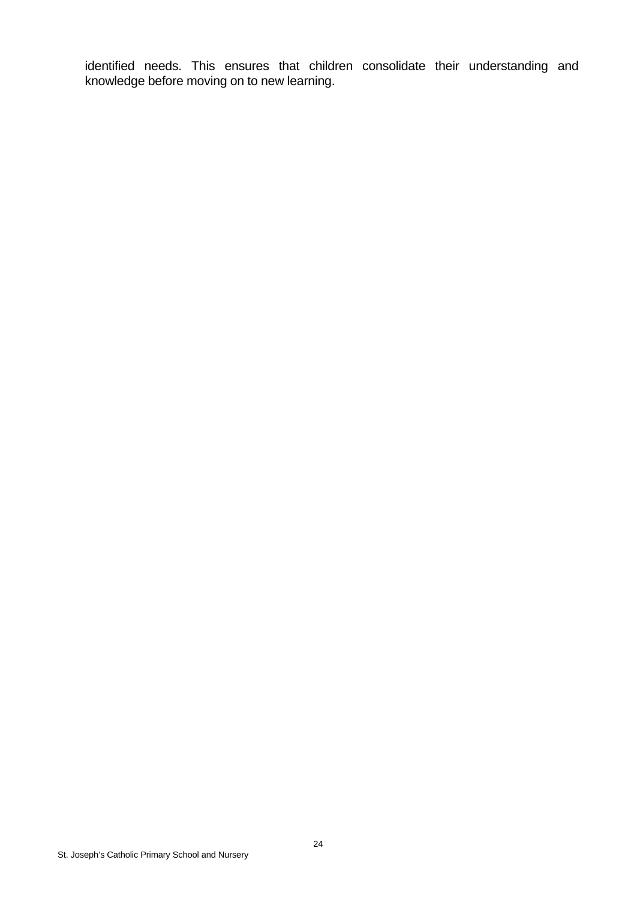identified needs. This ensures that children consolidate their understanding and knowledge before moving on to new learning.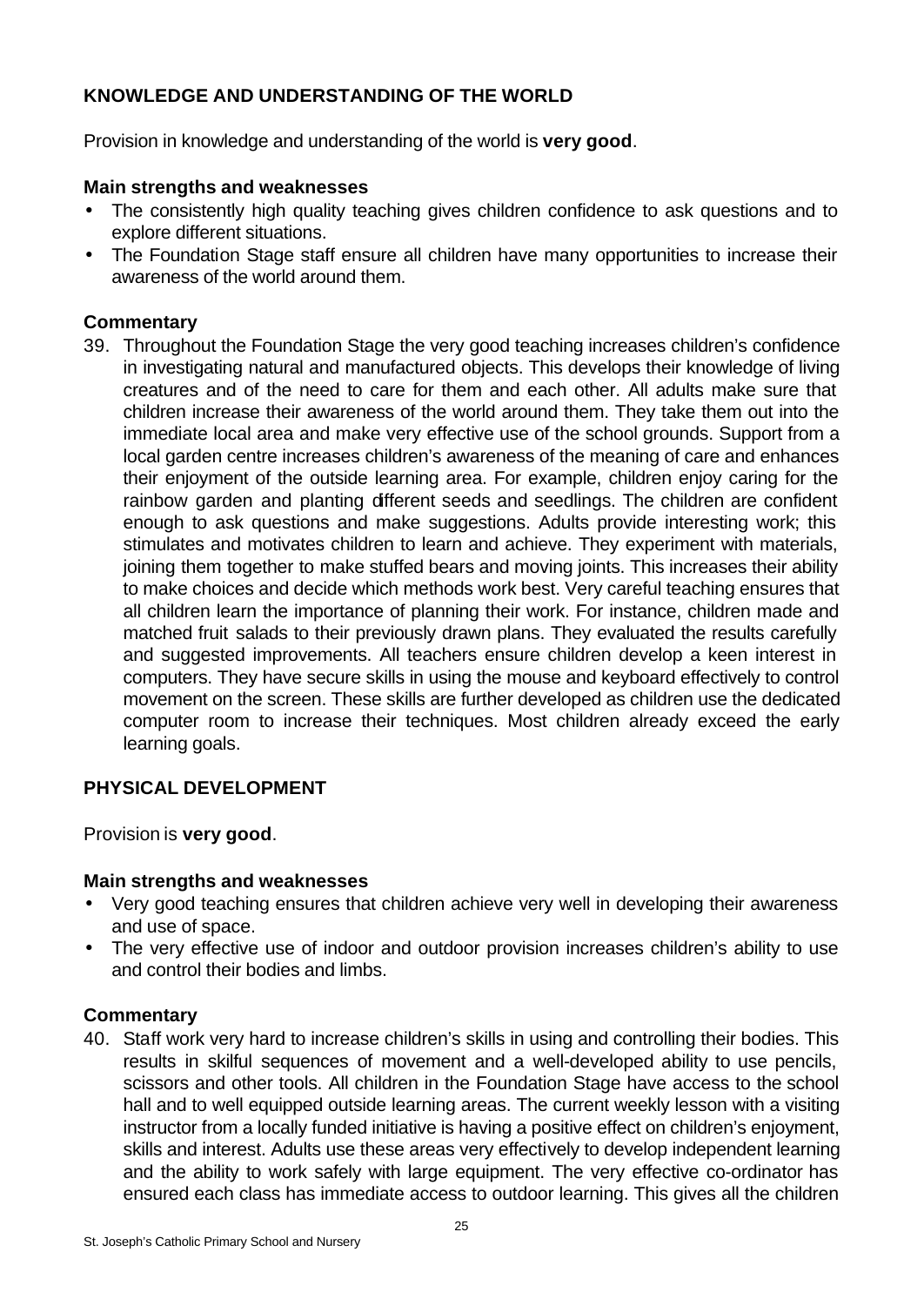## KNOWLEDGE AND UNDERSTANDING OF THE WORLD

Provision in knowledge and understanding of the world is **very good**.

### Main strengths and weaknesses

- The consistently high quality teaching gives children confidence to ask questions and to explore different situations.
- The Foundation Stage staff ensure all children have many opportunities to increase their awareness of the world around them.

### Commentary

39. Throughout the Foundation Stage the very good teaching increases children's confidence in investigating natural and manufactured objects. This develops their knowledge of living creatures and of the need to care for them and each other. All adults make sure that children increase their awareness of the world around them. They take them out into the immediate local area and make very effective use of the school grounds. Support from a local garden centre increases children's awareness of the meaning of care and enhances their enjoyment of the outside learning area. For example, children enjoy caring for the rainbow garden and planting different seeds and seedlings. The children are confident enough to ask questions and make suggestions. Adults provide interesting work; this stimulates and motivates children to learn and achieve. They experiment with materials, joining them together to make stuffed bears and moving joints. This increases their ability to make choices and decide which methods work best. Very careful teaching ensures that all children learn the importance of planning their work. For instance, children made and matched fruit salads to their previously drawn plans. They evaluated the results carefully and suggested improvements. All teachers ensure children develop a keen interest in computers. They have secure skills in using the mouse and keyboard effectively to control movement on the screen. These skills are further developed as children use the dedicated computer room to increase their techniques. Most children already exceed the early learning goals.

## PHYSICAL DEVELOPMENT

Provision is **very good**.

### Main strengths and weaknesses

- Very good teaching ensures that children achieve very well in developing their awareness and use of space.
- The very effective use of indoor and outdoor provision increases children's ability to use and control their bodies and limbs.

### Commentary

40. Staff work very hard to increase children's skills in using and controlling their bodies. This results in skilful sequences of movement and a well-developed ability to use pencils, scissors and other tools. All children in the Foundation Stage have access to the school hall and to well equipped outside learning areas. The current weekly lesson with a visiting instructor from a locally funded initiative is having a positive effect on children's enjoyment, skills and interest. Adults use these areas very effectively to develop independent learning and the ability to work safely with large equipment. The very effective co-ordinator has ensured each class has immediate access to outdoor learning. This gives all the children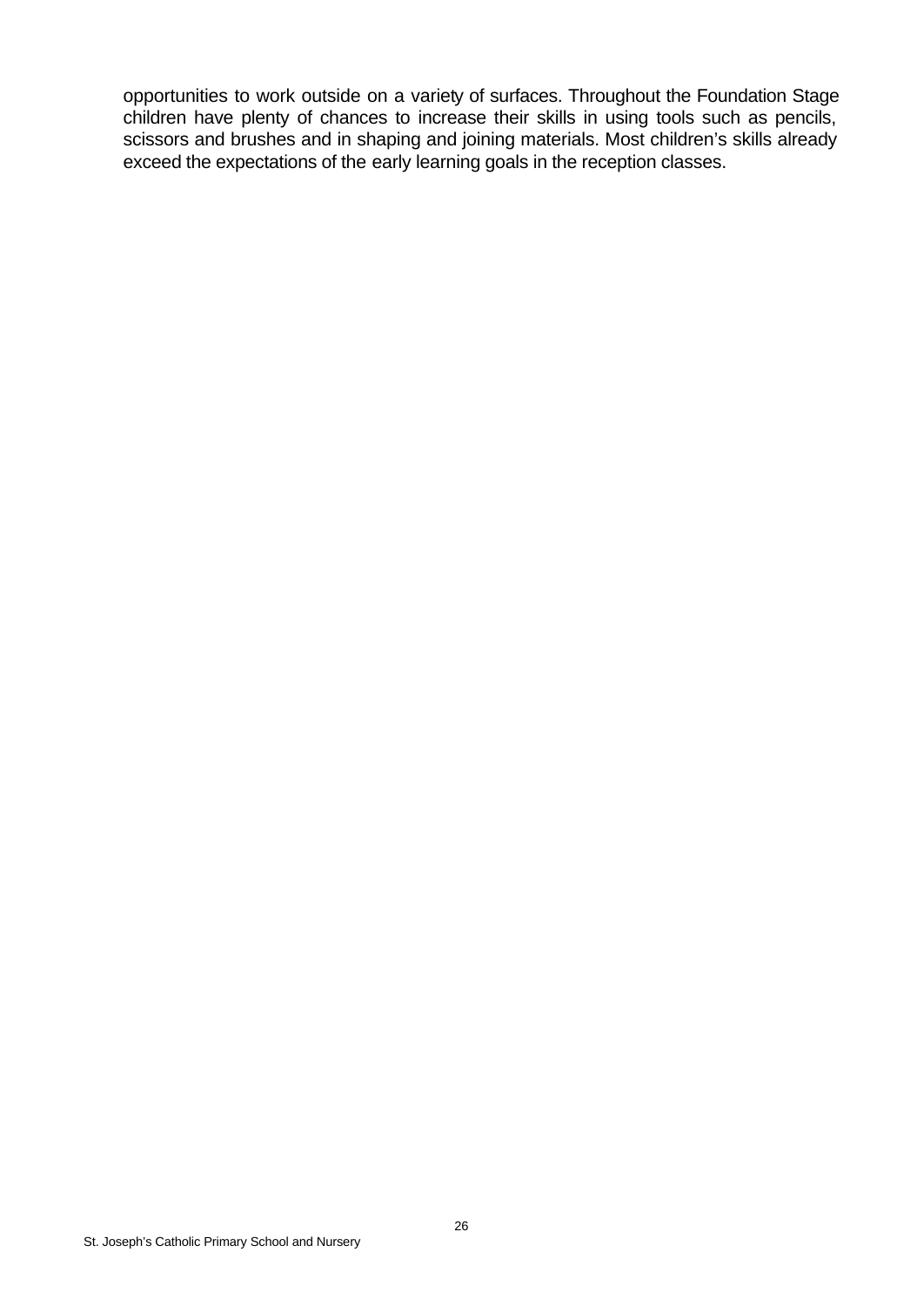opportunities to work outside on a variety of surfaces. Throughout the Foundation Stage children have plenty of chances to increase their skills in using tools such as pencils, scissors and brushes and in shaping and joining materials. Most children's skills already exceed the expectations of the early learning goals in the reception classes.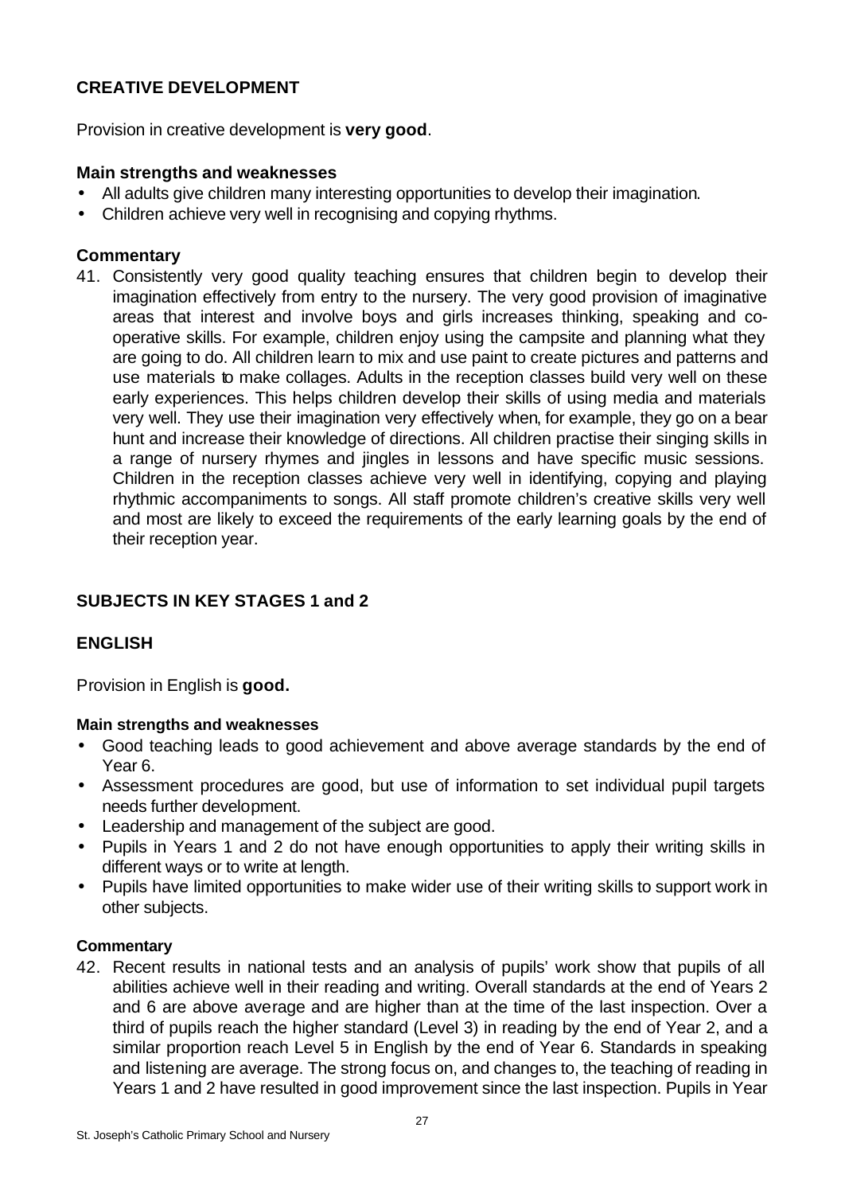## CREATIVE DEVELOPMENT

Provision in creative development is **very good**.

### Main strengths and weaknesses

- All adults give children many interesting opportunities to develop their imagination.
- Children achieve very well in recognising and copying rhythms.

### Commentary

41. Consistently very good quality teaching ensures that children begin to develop their imagination effectively from entry to the nursery. The very good provision of imaginative areas that interest and involve boys and girls increases thinking, speaking and co-operative skills. For example, children enjoy using the campsite and planning what they are going to do. All children learn to mix and use paint to create pictures and patterns and use materials to make collages. Adults in the reception classes build very well on these early experiences. This helps children develop their skills of using media and materials very well. They use their imagination very effectively when, for example, they go on a bear hunt and increase their knowledge of directions. All children practise their singing skills in a range of nursery rhymes and jingles in lessons and have specific music sessions. Children in the reception classes achieve very well in identifying, copying and playing rhythmic accompaniments to songs. All staff promote children's creative skills very well and most are likely to exceed the requirements of the early learning goals by the end of their reception year.

## SUBJECTS IN KEY STAGES 1 and 2

## ENGLISH

Provision in English is **good.**

### Main strengths and weaknesses

- Good teaching leads to good achievement and above average standards by the end of Year 6.
- Assessment procedures are good, but use of information to set individual pupil targets needs further development.
- Leadership and management of the subject are good.
- Pupils in Years 1 and 2 do not have enough opportunities to apply their writing skills in different ways or to write at length.
- Pupils have limited opportunities to make wider use of their writing skills to support work in other subjects.

### Commentary

42. Recent results in national tests and an analysis of pupils' work show that pupils of all abilities achieve well in their reading and writing. Overall standards at the end of Years 2 and 6 are above average and are higher than at the time of the last inspection. Over a third of pupils reach the higher standard (Level 3) in reading by the end of Year 2, and a similar proportion reach Level 5 in English by the end of Year 6. Standards in speaking and listening are average. The strong focus on, and changes to, the teaching of reading in Years 1 and 2 have resulted in good improvement since the last inspection. Pupils in Year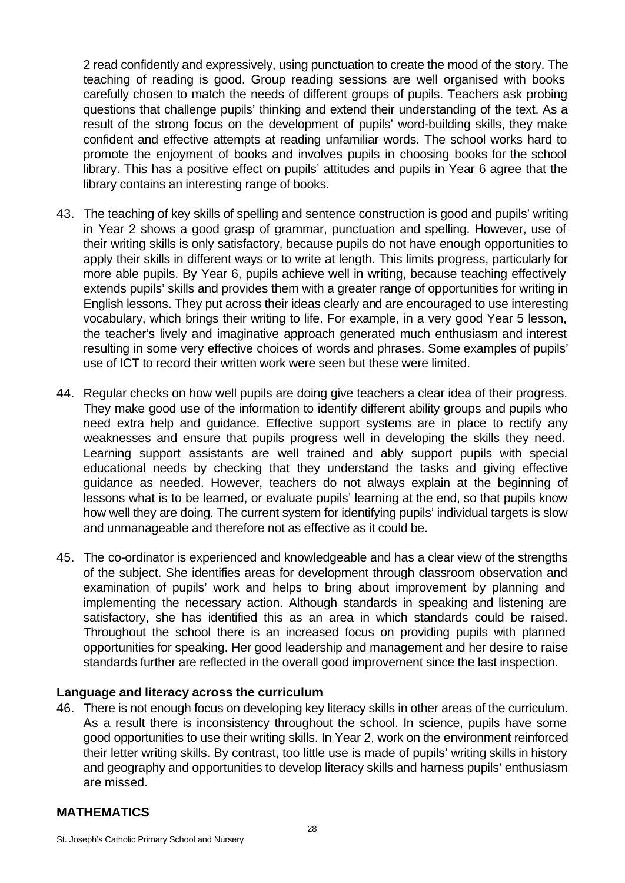2 read confidently and expressively, using punctuation to create the mood of the story. The teaching of reading is good. Group reading sessions are well organised with books carefully chosen to match the needs of different groups of pupils. Teachers ask probing questions that challenge pupils' thinking and extend their understanding of the text. As a result of the strong focus on the development of pupils' word-building skills, they make confident and effective attempts at reading unfamiliar words. The school works hard to promote the enjoyment of books and involves pupils in choosing books for the school library. This has a positive effect on pupils' attitudes and pupils in Year 6 agree that the library contains an interesting range of books.

43. The teaching of key skills of spelling and sentence construction is good and pupils' writing in Year 2 shows a good grasp of grammar, punctuation and spelling. However, use of their writing skills is only satisfactory, because pupils do not have enough opportunities to apply their skills in different ways or to write at length. This limits progress, particularly for more able pupils. By Year 6, pupils achieve well in writing, because teaching effectively extends pupils' skills and provides them with a greater range of opportunities for writing in English lessons. They put across their ideas clearly and are encouraged to use interesting vocabulary, which brings their writing to life. For example, in a very good Year 5 lesson, the teacher's lively and imaginative approach generated much enthusiasm and interest resulting in some very effective choices of words and phrases. Some examples of pupils' use of ICT to record their written work were seen but these were limited.

44. Regular checks on how well pupils are doing give teachers a clear idea of their progress. They make good use of the information to identify different ability groups and pupils who need extra help and guidance. Effective support systems are in place to rectify any weaknesses and ensure that pupils progress well in developing the skills they need. Learning support assistants are well trained and ably support pupils with special educational needs by checking that they understand the tasks and giving effective guidance as needed. However, teachers do not always explain at the beginning of lessons what is to be learned, or evaluate pupils' learning at the end, so that pupils know how well they are doing. The current system for identifying pupils' individual targets is slow and unmanageable and therefore not as effective as it could be.

45. The co-ordinator is experienced and knowledgeable and has a clear view of the strengths of the subject. She identifies areas for development through classroom observation and examination of pupils' work and helps to bring about improvement by planning and implementing the necessary action. Although standards in speaking and listening are satisfactory, she has identified this as an area in which standards could be raised. Throughout the school there is an increased focus on providing pupils with planned opportunities for speaking. Her good leadership and management and her desire to raise standards further are reflected in the overall good improvement since the last inspection.

### Language and literacy across the curriculum

46. There is not enough focus on developing key literacy skills in other areas of the curriculum. As a result there is inconsistency throughout the school. In science, pupils have some good opportunities to use their writing skills. In Year 2, work on the environment reinforced their letter writing skills. By contrast, too little use is made of pupils' writing skills in history and geography and opportunities to develop literacy skills and harness pupils' enthusiasm are missed.

## MATHEMATICS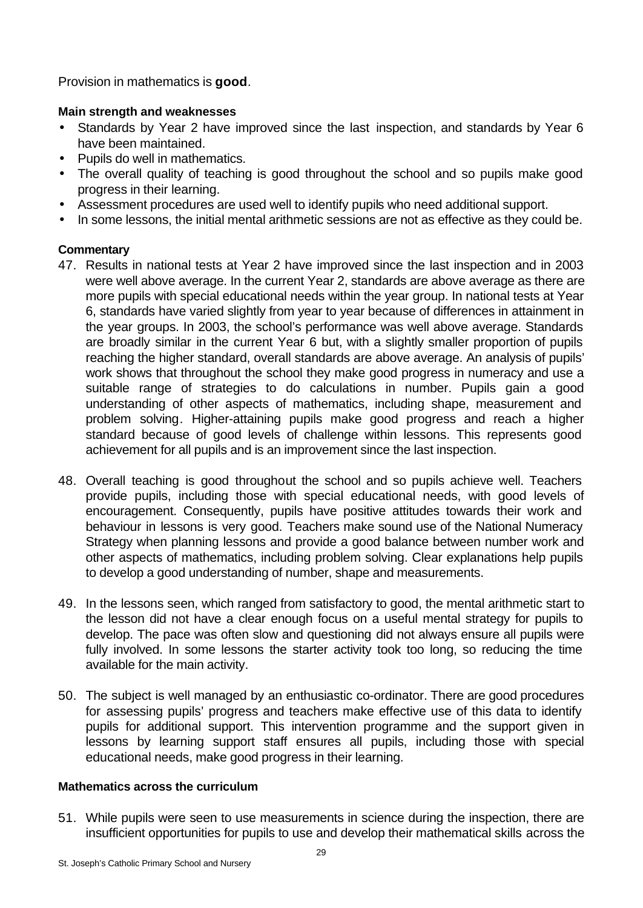Provision in mathematics is **good**.

#### Main strength and weaknesses

- Standards by Year 2 have improved since the last inspection, and standards by Year 6 have been maintained.
- Pupils do well in mathematics.
- The overall quality of teaching is good throughout the school and so pupils make good progress in their learning.
- Assessment procedures are used well to identify pupils who need additional support.
- In some lessons, the initial mental arithmetic sessions are not as effective as they could be.

#### Commentary

47. Results in national tests at Year 2 have improved since the last inspection and in 2003 were well above average. In the current Year 2, standards are above average as there are more pupils with special educational needs within the year group. In national tests at Year 6, standards have varied slightly from year to year because of differences in attainment in the year groups. In 2003, the school's performance was well above average. Standards are broadly similar in the current Year 6 but, with a slightly smaller proportion of pupils reaching the higher standard, overall standards are above average. An analysis of pupils' work shows that throughout the school they make good progress in numeracy and use a suitable range of strategies to do calculations in number. Pupils gain a good understanding of other aspects of mathematics, including shape, measurement and problem solving. Higher-attaining pupils make good progress and reach a higher standard because of good levels of challenge within lessons. This represents good achievement for all pupils and is an improvement since the last inspection.

48. Overall teaching is good throughout the school and so pupils achieve well. Teachers provide pupils, including those with special educational needs, with good levels of encouragement. Consequently, pupils have positive attitudes towards their work and behaviour in lessons is very good. Teachers make sound use of the National Numeracy Strategy when planning lessons and provide a good balance between number work and other aspects of mathematics, including problem solving. Clear explanations help pupils to develop a good understanding of number, shape and measurements.

49. In the lessons seen, which ranged from satisfactory to good, the mental arithmetic start to the lesson did not have a clear enough focus on a useful mental strategy for pupils to develop. The pace was often slow and questioning did not always ensure all pupils were fully involved. In some lessons the starter activity took too long, so reducing the time available for the main activity.

50. The subject is well managed by an enthusiastic co-ordinator. There are good procedures for assessing pupils' progress and teachers make effective use of this data to identify pupils for additional support. This intervention programme and the support given in lessons by learning support staff ensures all pupils, including those with special educational needs, make good progress in their learning.

#### Mathematics across the curriculum

51. While pupils were seen to use measurements in science during the inspection, there are insufficient opportunities for pupils to use and develop their mathematical skills across the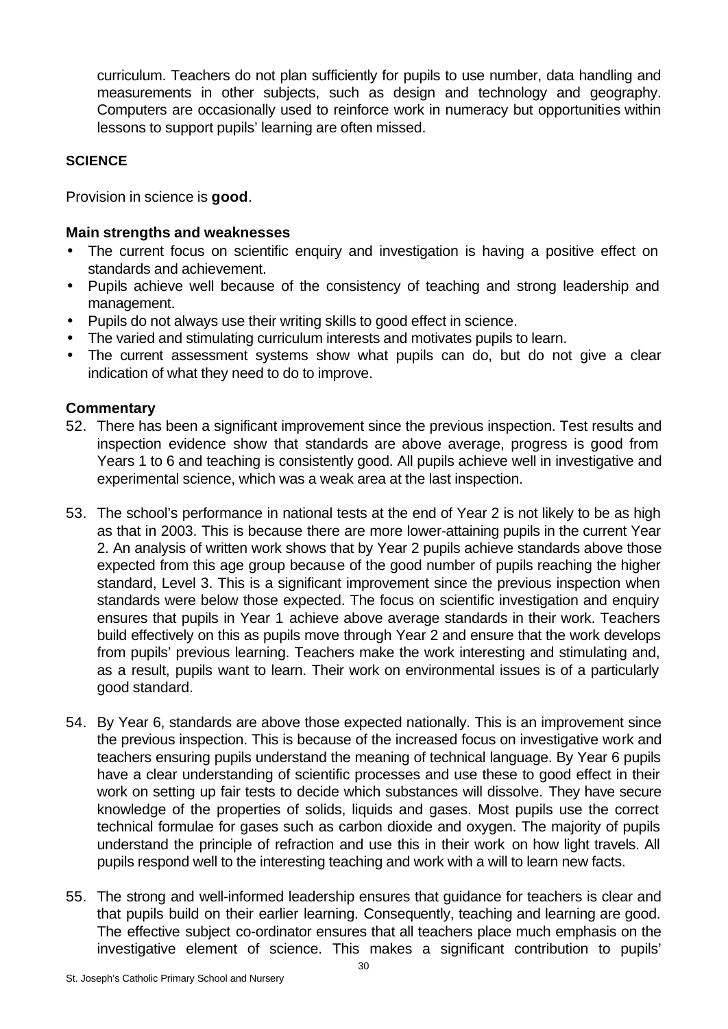curriculum. Teachers do not plan sufficiently for pupils to use number, data handling and measurements in other subjects, such as design and technology and geography. Computers are occasionally used to reinforce work in numeracy but opportunities within lessons to support pupils' learning are often missed.

## SCIENCE

Provision in science is **good**.

### Main strengths and weaknesses

- The current focus on scientific enquiry and investigation is having a positive effect on standards and achievement.
- Pupils achieve well because of the consistency of teaching and strong leadership and management.
- Pupils do not always use their writing skills to good effect in science.
- The varied and stimulating curriculum interests and motivates pupils to learn.
- The current assessment systems show what pupils can do, but do not give a clear indication of what they need to do to improve.

### Commentary

52. There has been a significant improvement since the previous inspection. Test results and inspection evidence show that standards are above average, progress is good from Years 1 to 6 and teaching is consistently good. All pupils achieve well in investigative and experimental science, which was a weak area at the last inspection.

53. The school's performance in national tests at the end of Year 2 is not likely to be as high as that in 2003. This is because there are more lower-attaining pupils in the current Year 2. An analysis of written work shows that by Year 2 pupils achieve standards above those expected from this age group because of the good number of pupils reaching the higher standard, Level 3. This is a significant improvement since the previous inspection when standards were below those expected. The focus on scientific investigation and enquiry ensures that pupils in Year 1 achieve above average standards in their work. Teachers build effectively on this as pupils move through Year 2 and ensure that the work develops from pupils' previous learning. Teachers make the work interesting and stimulating and, as a result, pupils want to learn. Their work on environmental issues is of a particularly good standard.

54. By Year 6, standards are above those expected nationally. This is an improvement since the previous inspection. This is because of the increased focus on investigative work and teachers ensuring pupils understand the meaning of technical language. By Year 6 pupils have a clear understanding of scientific processes and use these to good effect in their work on setting up fair tests to decide which substances will dissolve. They have secure knowledge of the properties of solids, liquids and gases. Most pupils use the correct technical formulae for gases such as carbon dioxide and oxygen. The majority of pupils understand the principle of refraction and use this in their work on how light travels. All pupils respond well to the interesting teaching and work with a will to learn new facts.

55. The strong and well-informed leadership ensures that guidance for teachers is clear and that pupils build on their earlier learning. Consequently, teaching and learning are good. The effective subject co-ordinator ensures that all teachers place much emphasis on the investigative element of science. This makes a significant contribution to pupils'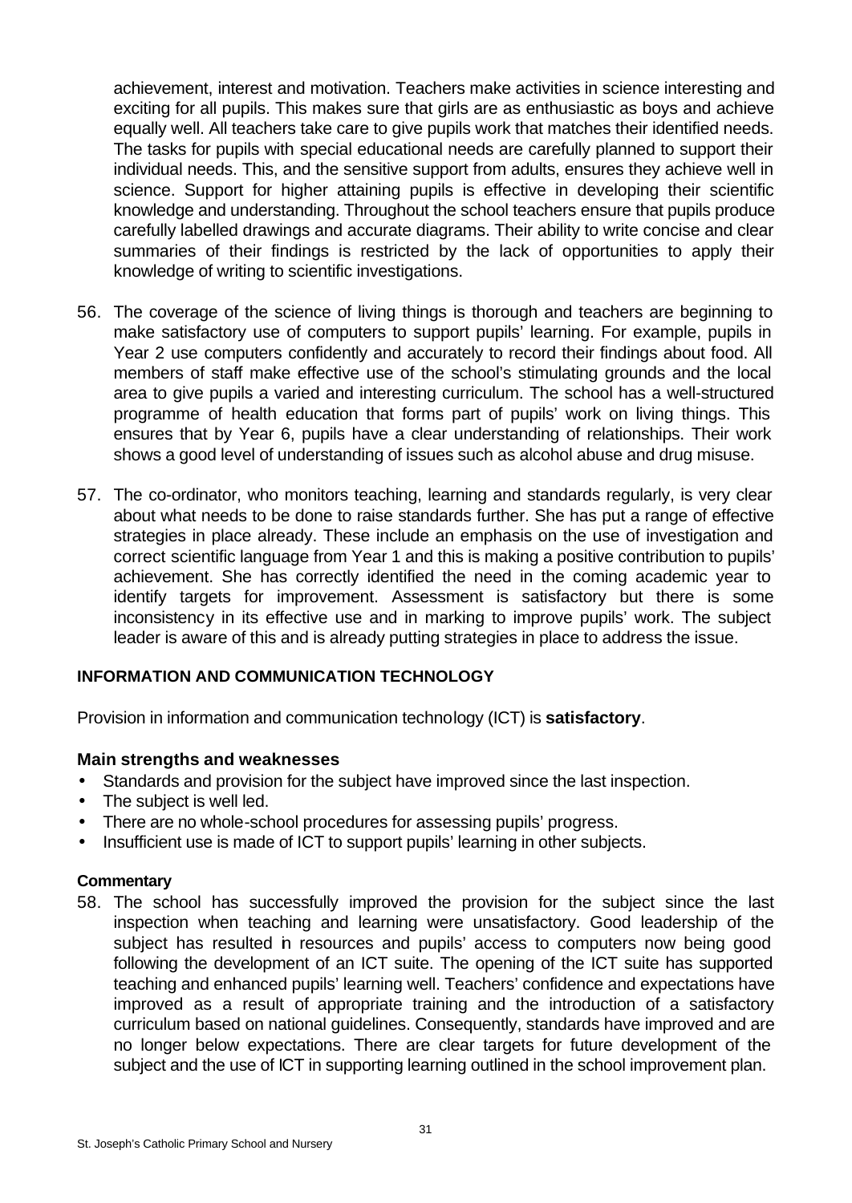achievement, interest and motivation. Teachers make activities in science interesting and exciting for all pupils. This makes sure that girls are as enthusiastic as boys and achieve equally well. All teachers take care to give pupils work that matches their identified needs. The tasks for pupils with special educational needs are carefully planned to support their individual needs. This, and the sensitive support from adults, ensures they achieve well in science. Support for higher attaining pupils is effective in developing their scientific knowledge and understanding. Throughout the school teachers ensure that pupils produce carefully labelled drawings and accurate diagrams. Their ability to write concise and clear summaries of their findings is restricted by the lack of opportunities to apply their knowledge of writing to scientific investigations.

56. The coverage of the science of living things is thorough and teachers are beginning to make satisfactory use of computers to support pupils' learning. For example, pupils in Year 2 use computers confidently and accurately to record their findings about food. All members of staff make effective use of the school's stimulating grounds and the local area to give pupils a varied and interesting curriculum. The school has a well-structured programme of health education that forms part of pupils' work on living things. This ensures that by Year 6, pupils have a clear understanding of relationships. Their work shows a good level of understanding of issues such as alcohol abuse and drug misuse.

57. The co-ordinator, who monitors teaching, learning and standards regularly, is very clear about what needs to be done to raise standards further. She has put a range of effective strategies in place already. These include an emphasis on the use of investigation and correct scientific language from Year 1 and this is making a positive contribution to pupils' achievement. She has correctly identified the need in the coming academic year to identify targets for improvement. Assessment is satisfactory but there is some inconsistency in its effective use and in marking to improve pupils' work. The subject leader is aware of this and is already putting strategies in place to address the issue.

## INFORMATION AND COMMUNICATION TECHNOLOGY

Provision in information and communication technology (ICT) is **satisfactory**.

### Main strengths and weaknesses

- Standards and provision for the subject have improved since the last inspection.
- The subject is well led.
- There are no whole-school procedures for assessing pupils' progress.
- Insufficient use is made of ICT to support pupils' learning in other subjects.

#### Commentary

58. The school has successfully improved the provision for the subject since the last inspection when teaching and learning were unsatisfactory. Good leadership of the subject has resulted in resources and pupils' access to computers now being good following the development of an ICT suite. The opening of the ICT suite has supported teaching and enhanced pupils' learning well. Teachers' confidence and expectations have improved as a result of appropriate training and the introduction of a satisfactory curriculum based on national guidelines. Consequently, standards have improved and are no longer below expectations. There are clear targets for future development of the subject and the use of ICT in supporting learning outlined in the school improvement plan.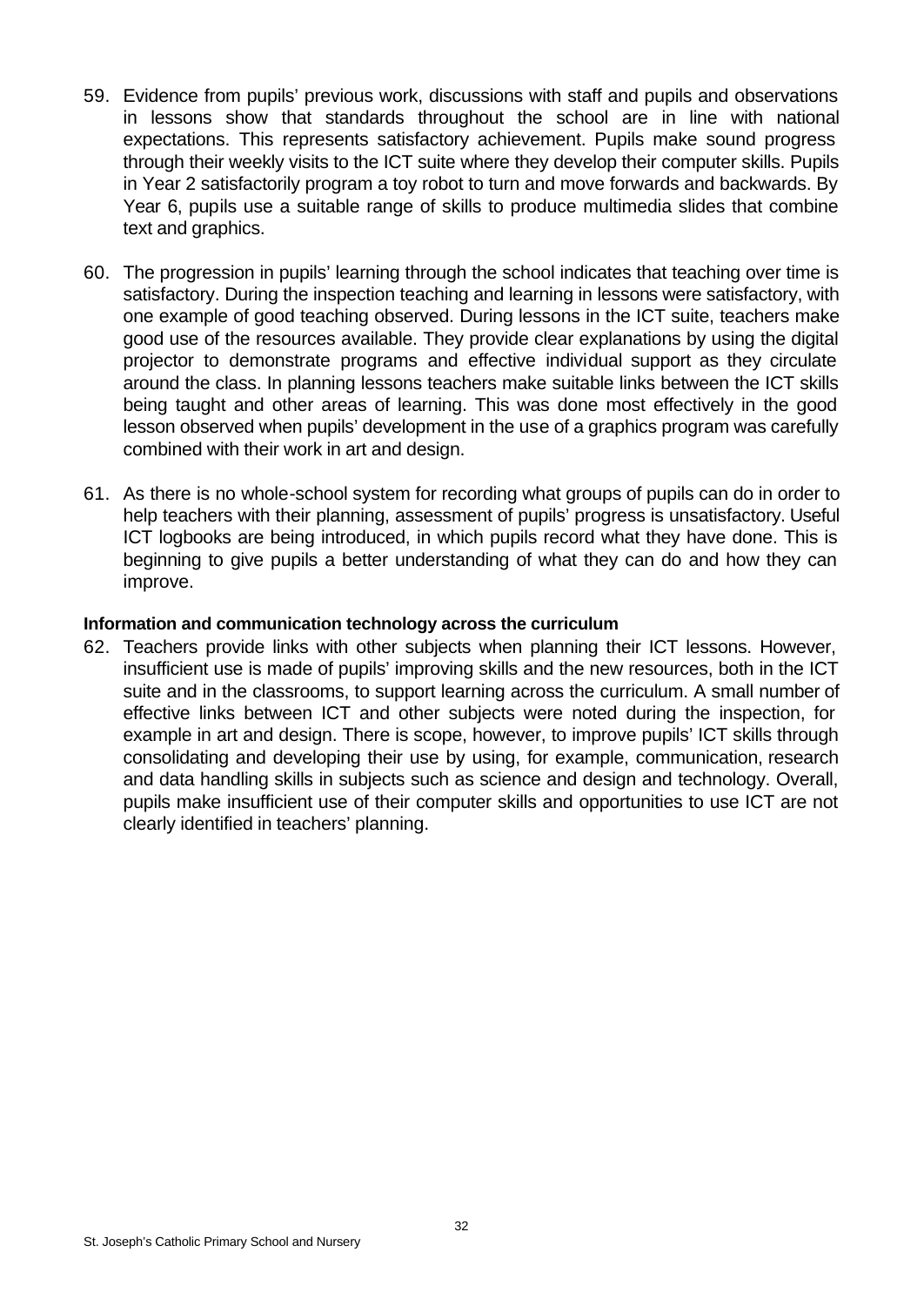59. Evidence from pupils' previous work, discussions with staff and pupils and observations in lessons show that standards throughout the school are in line with national expectations. This represents satisfactory achievement. Pupils make sound progress through their weekly visits to the ICT suite where they develop their computer skills. Pupils in Year 2 satisfactorily program a toy robot to turn and move forwards and backwards. By Year 6, pupils use a suitable range of skills to produce multimedia slides that combine text and graphics.

60. The progression in pupils' learning through the school indicates that teaching over time is satisfactory. During the inspection teaching and learning in lessons were satisfactory, with one example of good teaching observed. During lessons in the ICT suite, teachers make good use of the resources available. They provide clear explanations by using the digital projector to demonstrate programs and effective individual support as they circulate around the class. In planning lessons teachers make suitable links between the ICT skills being taught and other areas of learning. This was done most effectively in the good lesson observed when pupils' development in the use of a graphics program was carefully combined with their work in art and design.

61. As there is no whole-school system for recording what groups of pupils can do in order to help teachers with their planning, assessment of pupils' progress is unsatisfactory. Useful ICT logbooks are being introduced, in which pupils record what they have done. This is beginning to give pupils a better understanding of what they can do and how they can improve.

**Information and communication technology across the curriculum**

62. Teachers provide links with other subjects when planning their ICT lessons. However, insufficient use is made of pupils' improving skills and the new resources, both in the ICT suite and in the classrooms, to support learning across the curriculum. A small number of effective links between ICT and other subjects were noted during the inspection, for example in art and design. There is scope, however, to improve pupils' ICT skills through consolidating and developing their use by using, for example, communication, research and data handling skills in subjects such as science and design and technology. Overall, pupils make insufficient use of their computer skills and opportunities to use ICT are not clearly identified in teachers' planning.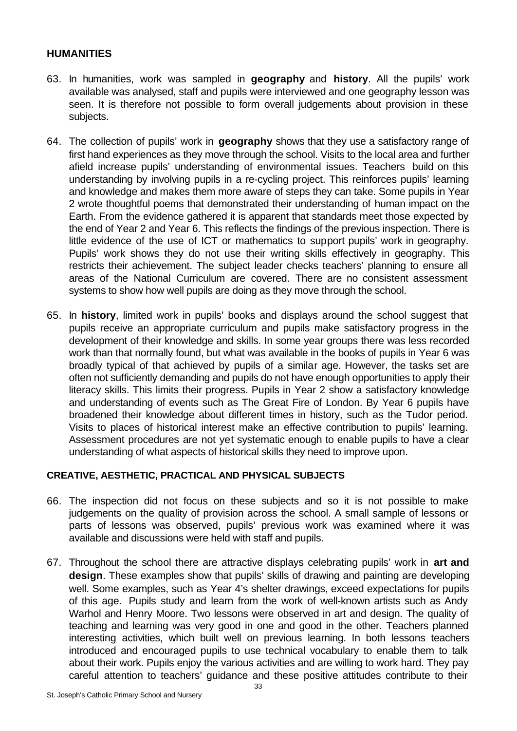## HUMANITIES

63. In humanities, work was sampled in **geography** and **history**. All the pupils' work available was analysed, staff and pupils were interviewed and one geography lesson was seen. It is therefore not possible to form overall judgements about provision in these subjects.

64. The collection of pupils' work in **geography** shows that they use a satisfactory range of first hand experiences as they move through the school. Visits to the local area and further afield increase pupils' understanding of environmental issues. Teachers build on this understanding by involving pupils in a re-cycling project. This reinforces pupils' learning and knowledge and makes them more aware of steps they can take. Some pupils in Year 2 wrote thoughtful poems that demonstrated their understanding of human impact on the Earth. From the evidence gathered it is apparent that standards meet those expected by the end of Year 2 and Year 6. This reflects the findings of the previous inspection. There is little evidence of the use of ICT or mathematics to support pupils' work in geography. Pupils' work shows they do not use their writing skills effectively in geography. This restricts their achievement. The subject leader checks teachers' planning to ensure all areas of the National Curriculum are covered. There are no consistent assessment systems to show how well pupils are doing as they move through the school.

65. In **history**, limited work in pupils' books and displays around the school suggest that pupils receive an appropriate curriculum and pupils make satisfactory progress in the development of their knowledge and skills. In some year groups there was less recorded work than that normally found, but what was available in the books of pupils in Year 6 was broadly typical of that achieved by pupils of a similar age. However, the tasks set are often not sufficiently demanding and pupils do not have enough opportunities to apply their literacy skills. This limits their progress. Pupils in Year 2 show a satisfactory knowledge and understanding of events such as The Great Fire of London. By Year 6 pupils have broadened their knowledge about different times in history, such as the Tudor period. Visits to places of historical interest make an effective contribution to pupils' learning. Assessment procedures are not yet systematic enough to enable pupils to have a clear understanding of what aspects of historical skills they need to improve upon.

## CREATIVE, AESTHETIC, PRACTICAL AND PHYSICAL SUBJECTS

66. The inspection did not focus on these subjects and so it is not possible to make judgements on the quality of provision across the school. A small sample of lessons or parts of lessons was observed, pupils' previous work was examined where it was available and discussions were held with staff and pupils.

67. Throughout the school there are attractive displays celebrating pupils' work in **art and design**. These examples show that pupils' skills of drawing and painting are developing well. Some examples, such as Year 4's shelter drawings, exceed expectations for pupils of this age. Pupils study and learn from the work of well-known artists such as Andy Warhol and Henry Moore. Two lessons were observed in art and design. The quality of teaching and learning was very good in one and good in the other. Teachers planned interesting activities, which built well on previous learning. In both lessons teachers introduced and encouraged pupils to use technical vocabulary to enable them to talk about their work. Pupils enjoy the various activities and are willing to work hard. They pay careful attention to teachers' guidance and these positive attitudes contribute to their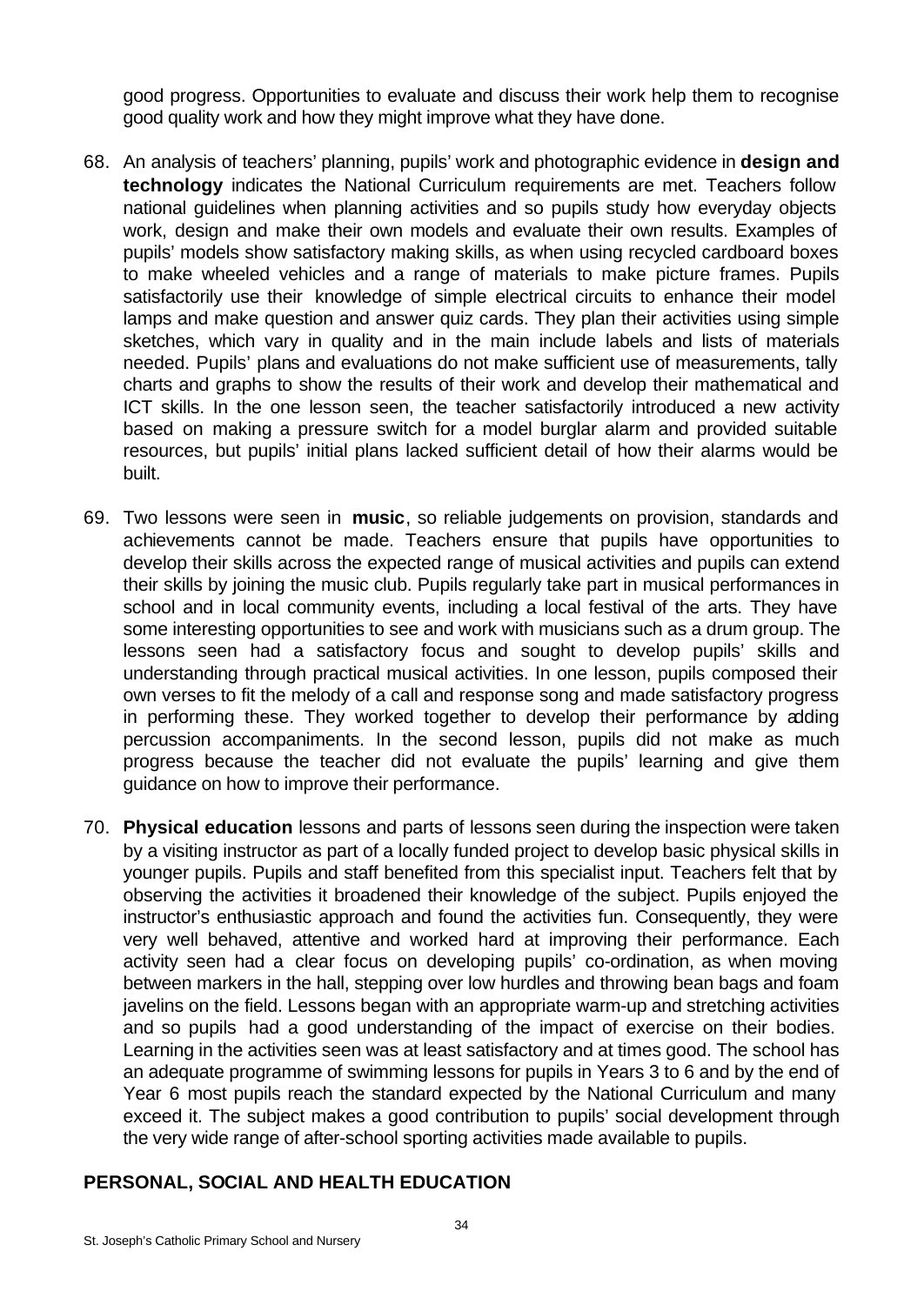good progress. Opportunities to evaluate and discuss their work help them to recognise good quality work and how they might improve what they have done.

68. An analysis of teachers' planning, pupils' work and photographic evidence in **design and technology** indicates the National Curriculum requirements are met. Teachers follow national guidelines when planning activities and so pupils study how everyday objects work, design and make their own models and evaluate their own results. Examples of pupils' models show satisfactory making skills, as when using recycled cardboard boxes to make wheeled vehicles and a range of materials to make picture frames. Pupils satisfactorily use their knowledge of simple electrical circuits to enhance their model lamps and make question and answer quiz cards. They plan their activities using simple sketches, which vary in quality and in the main include labels and lists of materials needed. Pupils' plans and evaluations do not make sufficient use of measurements, tally charts and graphs to show the results of their work and develop their mathematical and ICT skills. In the one lesson seen, the teacher satisfactorily introduced a new activity based on making a pressure switch for a model burglar alarm and provided suitable resources, but pupils' initial plans lacked sufficient detail of how their alarms would be built.

69. Two lessons were seen in **music**, so reliable judgements on provision, standards and achievements cannot be made. Teachers ensure that pupils have opportunities to develop their skills across the expected range of musical activities and pupils can extend their skills by joining the music club. Pupils regularly take part in musical performances in school and in local community events, including a local festival of the arts. They have some interesting opportunities to see and work with musicians such as a drum group. The lessons seen had a satisfactory focus and sought to develop pupils' skills and understanding through practical musical activities. In one lesson, pupils composed their own verses to fit the melody of a call and response song and made satisfactory progress in performing these. They worked together to develop their performance by adding percussion accompaniments. In the second lesson, pupils did not make as much progress because the teacher did not evaluate the pupils' learning and give them guidance on how to improve their performance.

70. **Physical education** lessons and parts of lessons seen during the inspection were taken by a visiting instructor as part of a locally funded project to develop basic physical skills in younger pupils. Pupils and staff benefited from this specialist input. Teachers felt that by observing the activities it broadened their knowledge of the subject. Pupils enjoyed the instructor's enthusiastic approach and found the activities fun. Consequently, they were very well behaved, attentive and worked hard at improving their performance. Each activity seen had a clear focus on developing pupils' co-ordination, as when moving between markers in the hall, stepping over low hurdles and throwing bean bags and foam javelins on the field. Lessons began with an appropriate warm-up and stretching activities and so pupils had a good understanding of the impact of exercise on their bodies. Learning in the activities seen was at least satisfactory and at times good. The school has an adequate programme of swimming lessons for pupils in Years 3 to 6 and by the end of Year 6 most pupils reach the standard expected by the National Curriculum and many exceed it. The subject makes a good contribution to pupils' social development through the very wide range of after-school sporting activities made available to pupils.

## PERSONAL, SOCIAL AND HEALTH EDUCATION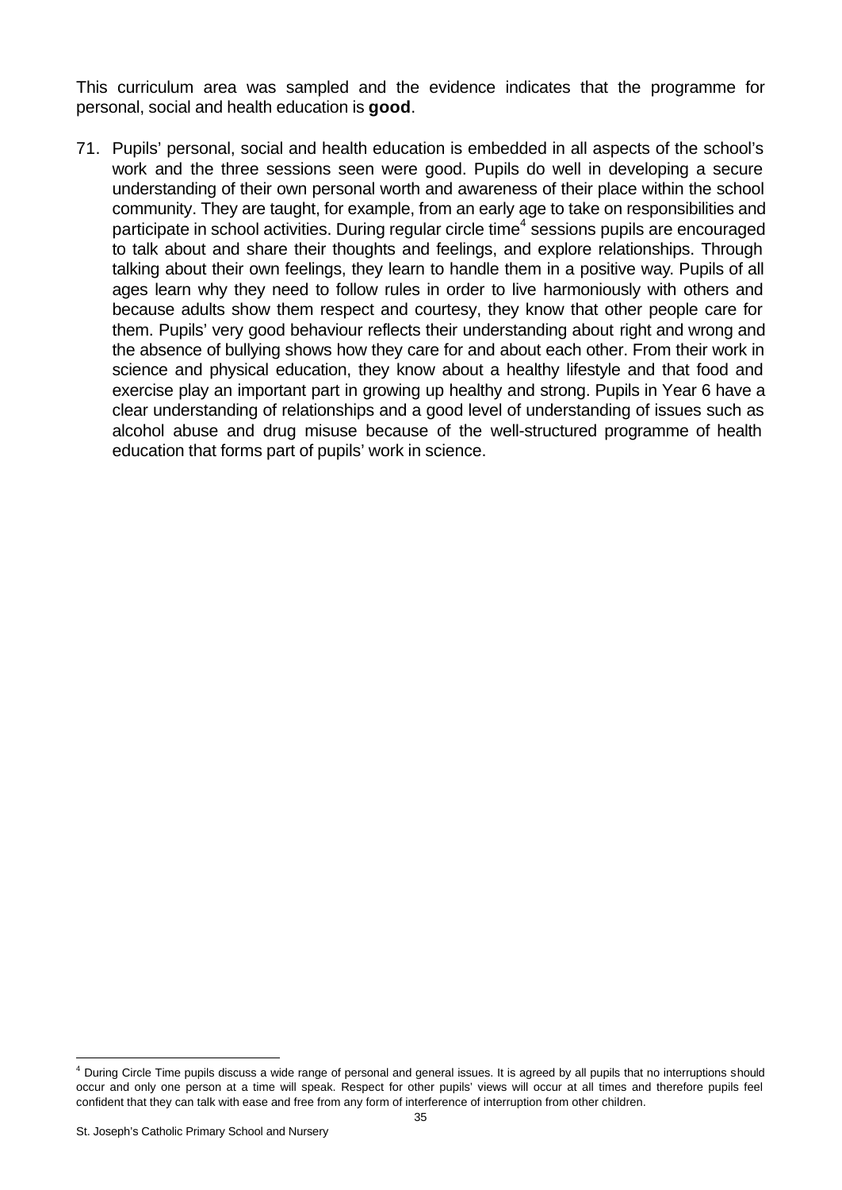This curriculum area was sampled and the evidence indicates that the programme for personal, social and health education is **good**.

71. Pupils' personal, social and health education is embedded in all aspects of the school's work and the three sessions seen were good. Pupils do well in developing a secure understanding of their own personal worth and awareness of their place within the school community. They are taught, for example, from an early age to take on responsibilities and participate in school activities. During regular circle time[4] sessions pupils are encouraged to talk about and share their thoughts and feelings, and explore relationships. Through talking about their own feelings, they learn to handle them in a positive way. Pupils of all ages learn why they need to follow rules in order to live harmoniously with others and because adults show them respect and courtesy, they know that other people care for them. Pupils' very good behaviour reflects their understanding about right and wrong and the absence of bullying shows how they care for and about each other. From their work in science and physical education, they know about a healthy lifestyle and that food and exercise play an important part in growing up healthy and strong. Pupils in Year 6 have a clear understanding of relationships and a good level of understanding of issues such as alcohol abuse and drug misuse because of the well-structured programme of health education that forms part of pupils' work in science.

[4] During Circle Time pupils discuss a wide range of personal and general issues. It is agreed by all pupils that no interruptions should occur and only one person at a time will speak. Respect for other pupils' views will occur at all times and therefore pupils feel confident that they can talk with ease and free from any form of interference of interruption from other children.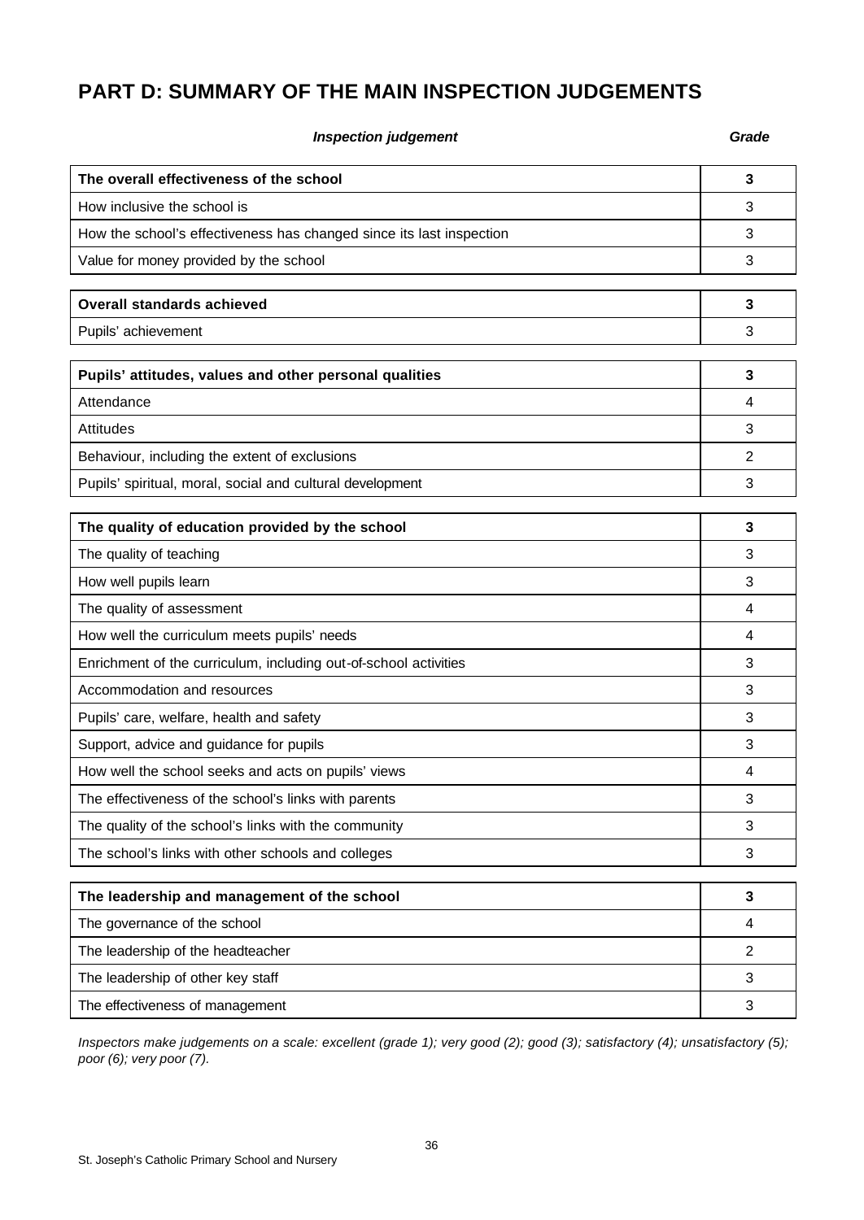# PART D: SUMMARY OF THE MAIN INSPECTION JUDGEMENTS

| ***Inspection judgement*** | ***Grade*** |
|---|---|
| **The overall effectiveness of the school** | **3** |
| How inclusive the school is | 3 |
| How the school's effectiveness has changed since its last inspection | 3 |
| Value for money provided by the school | 3 |
| **Overall standards achieved** | **3** |
| Pupils' achievement | 3 |
| **Pupils' attitudes, values and other personal qualities** | **3** |
| Attendance | 4 |
| Attitudes | 3 |
| Behaviour, including the extent of exclusions | 2 |
| Pupils' spiritual, moral, social and cultural development | 3 |
| **The quality of education provided by the school** | **3** |
| The quality of teaching | 3 |
| How well pupils learn | 3 |
| The quality of assessment | 4 |
| How well the curriculum meets pupils' needs | 4 |
| Enrichment of the curriculum, including out-of-school activities | 3 |
| Accommodation and resources | 3 |
| Pupils' care, welfare, health and safety | 3 |
| Support, advice and guidance for pupils | 3 |
| How well the school seeks and acts on pupils' views | 4 |
| The effectiveness of the school's links with parents | 3 |
| The quality of the school's links with the community | 3 |
| The school's links with other schools and colleges | 3 |
| **The leadership and management of the school** | **3** |
| The governance of the school | 4 |
| The leadership of the headteacher | 2 |
| The leadership of other key staff | 3 |
| The effectiveness of management | 3 |

*Inspectors make judgements on a scale: excellent (grade 1); very good (2); good (3); satisfactory (4); unsatisfactory (5); poor (6); very poor (7).*